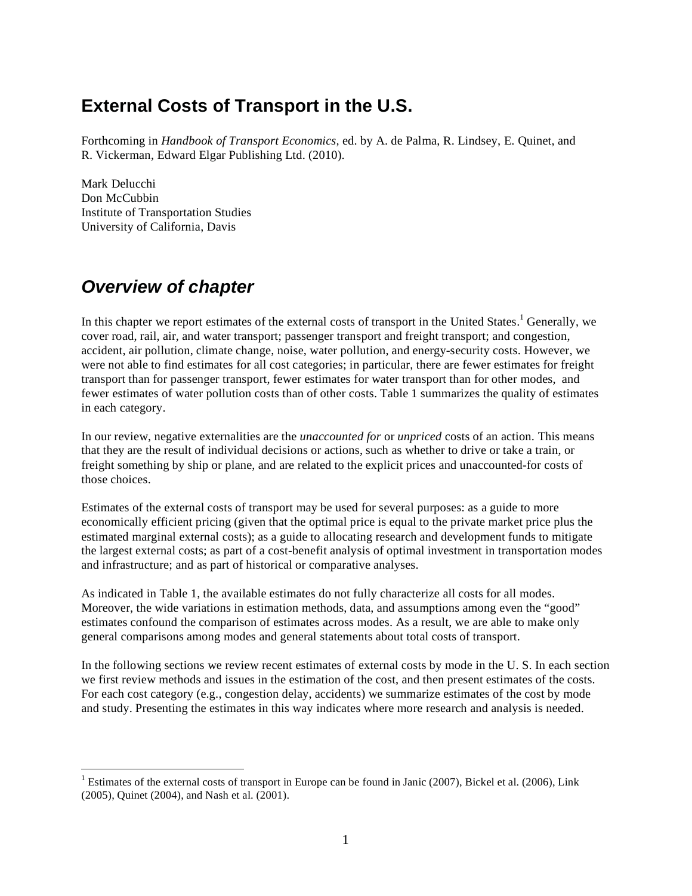# External Costs of Transport in the U.S.

Forthcoming in *Handbook of Transport Economics*, ed. by A. de Palma, R. Lindsey, E. Quinet, and R. Vickerman, Edward Elgar Publishing Ltd. (2010).

Mark Delucchi
Don McCubbin
Institute of Transportation Studies
University of California, Davis

## *Overview of chapter*

In this chapter we report estimates of the external costs of transport in the United States.[1] Generally, we cover road, rail, air, and water transport; passenger transport and freight transport; and congestion, accident, air pollution, climate change, noise, water pollution, and energy-security costs. However, we were not able to find estimates for all cost categories; in particular, there are fewer estimates for freight transport than for passenger transport, fewer estimates for water transport than for other modes, and fewer estimates of water pollution costs than of other costs. Table 1 summarizes the quality of estimates in each category.

In our review, negative externalities are the *unaccounted for* or *unpriced* costs of an action. This means that they are the result of individual decisions or actions, such as whether to drive or take a train, or freight something by ship or plane, and are related to the explicit prices and unaccounted-for costs of those choices.

Estimates of the external costs of transport may be used for several purposes: as a guide to more economically efficient pricing (given that the optimal price is equal to the private market price plus the estimated marginal external costs); as a guide to allocating research and development funds to mitigate the largest external costs; as part of a cost-benefit analysis of optimal investment in transportation modes and infrastructure; and as part of historical or comparative analyses.

As indicated in Table 1, the available estimates do not fully characterize all costs for all modes. Moreover, the wide variations in estimation methods, data, and assumptions among even the "good" estimates confound the comparison of estimates across modes. As a result, we are able to make only general comparisons among modes and general statements about total costs of transport.

In the following sections we review recent estimates of external costs by mode in the U. S. In each section we first review methods and issues in the estimation of the cost, and then present estimates of the costs. For each cost category (e.g., congestion delay, accidents) we summarize estimates of the cost by mode and study. Presenting the estimates in this way indicates where more research and analysis is needed.

[1] Estimates of the external costs of transport in Europe can be found in Janic (2007), Bickel et al. (2006), Link (2005), Quinet (2004), and Nash et al. (2001).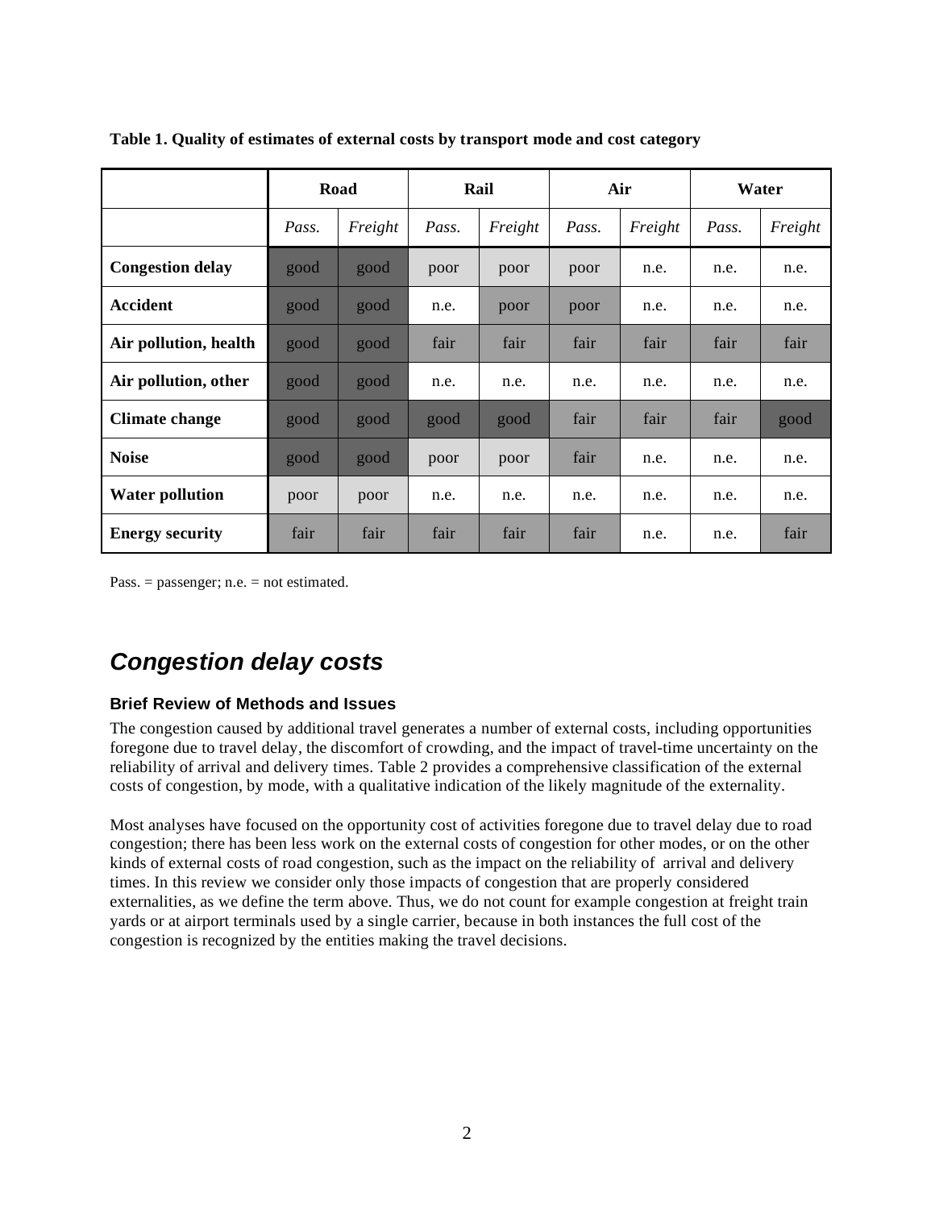**Table 1. Quality of estimates of external costs by transport mode and cost category**

| | Road | | Rail | | Air | | Water | |
|---|---|---|---|---|---|---|---|---|
| | *Pass.* | *Freight* | *Pass.* | *Freight* | *Pass.* | *Freight* | *Pass.* | *Freight* |
| **Congestion delay** | good | good | poor | poor | poor | n.e. | n.e. | n.e. |
| **Accident** | good | good | n.e. | poor | poor | n.e. | n.e. | n.e. |
| **Air pollution, health** | good | good | fair | fair | fair | fair | fair | fair |
| **Air pollution, other** | good | good | n.e. | n.e. | n.e. | n.e. | n.e. | n.e. |
| **Climate change** | good | good | good | good | fair | fair | fair | good |
| **Noise** | good | good | poor | poor | fair | n.e. | n.e. | n.e. |
| **Water pollution** | poor | poor | n.e. | n.e. | n.e. | n.e. | n.e. | n.e. |
| **Energy security** | fair | fair | fair | fair | fair | n.e. | n.e. | fair |

Pass. = passenger; n.e. = not estimated.

## *Congestion delay costs*

### Brief Review of Methods and Issues

The congestion caused by additional travel generates a number of external costs, including opportunities foregone due to travel delay, the discomfort of crowding, and the impact of travel-time uncertainty on the reliability of arrival and delivery times. Table 2 provides a comprehensive classification of the external costs of congestion, by mode, with a qualitative indication of the likely magnitude of the externality.

Most analyses have focused on the opportunity cost of activities foregone due to travel delay due to road congestion; there has been less work on the external costs of congestion for other modes, or on the other kinds of external costs of road congestion, such as the impact on the reliability of arrival and delivery times. In this review we consider only those impacts of congestion that are properly considered externalities, as we define the term above. Thus, we do not count for example congestion at freight train yards or at airport terminals used by a single carrier, because in both instances the full cost of the congestion is recognized by the entities making the travel decisions.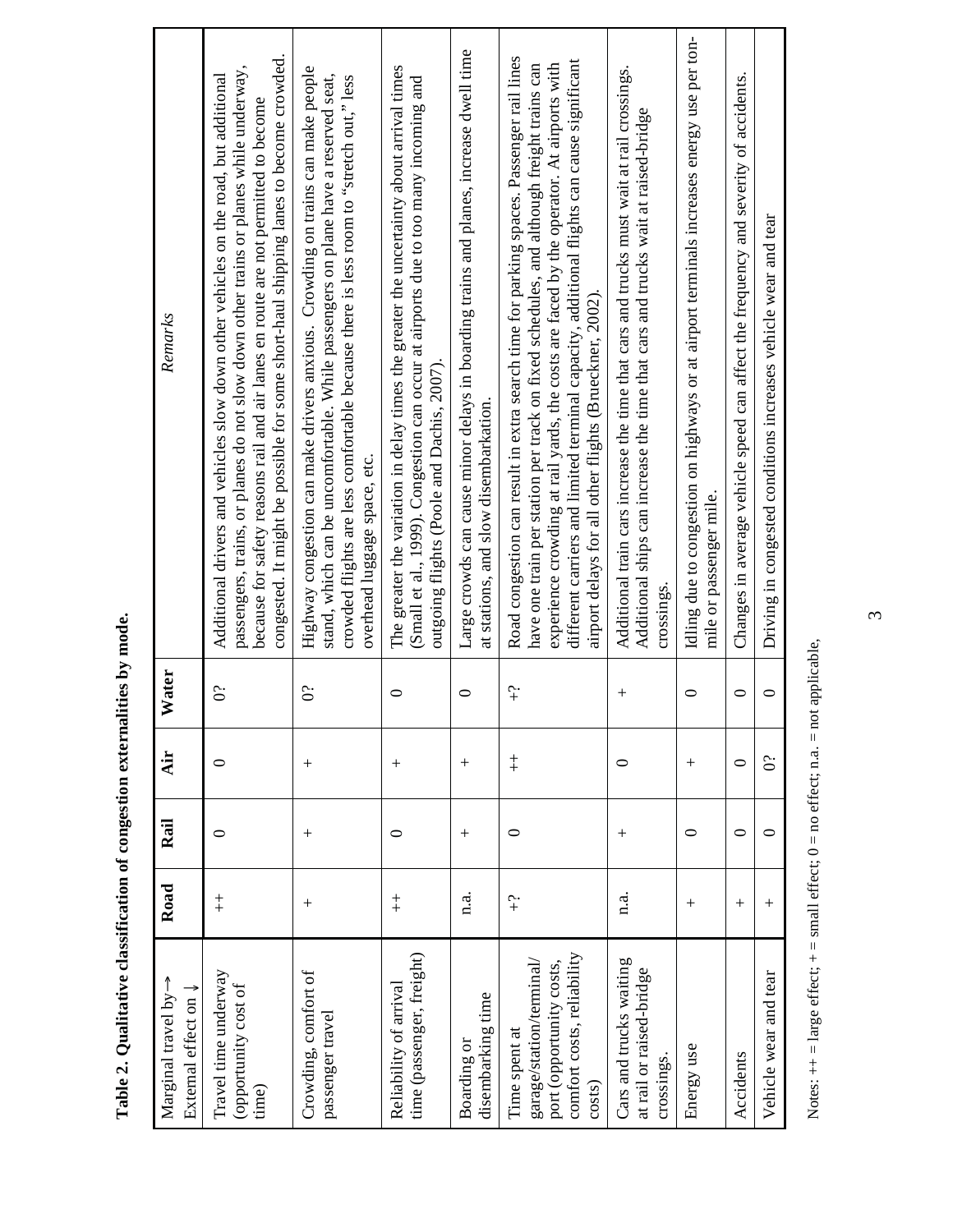**Table 2. Qualitative classification of congestion externalities by mode.**

| Marginal travel by→<br>External effect on ↓ | Road | Rail | Air | Water | *Remarks* |
|---|---|---|---|---|---|
| Travel time underway (opportunity cost of time) | ++ | 0 | 0 | 0? | Additional drivers and vehicles slow down other vehicles on the road, but additional passengers, trains, or planes do not slow down other trains or planes while underway, because for safety reasons rail and air lanes en route are not permitted to become congested. It might be possible for some short-haul shipping lanes to become crowded. |
| Crowding, comfort of passenger travel | + | + | + | 0? | Highway congestion can make drivers anxious. Crowding on trains can make people stand, which can be uncomfortable. While passengers on plane have a reserved seat, crowded flights are less comfortable because there is less room to "stretch out," less overhead luggage space, etc. |
| Reliability of arrival time (passenger, freight) | ++ | 0 | + | 0 | The greater the variation in delay times the greater the uncertainty about arrival times (Small et al., 1999). Congestion can occur at airports due to too many incoming and outgoing flights (Poole and Dachis, 2007). |
| Boarding or disembarking time | n.a. | + | + | 0 | Large crowds can cause minor delays in boarding trains and planes, increase dwell time at stations, and slow disembarkation. |
| Time spent at garage/station/terminal/ port (opportunity costs, comfort costs, reliability costs) | +? | 0 | ++ | +? | Road congestion can result in extra search time for parking spaces. Passenger rail lines have one train per station per track on fixed schedules, and although freight trains can experience crowding at rail yards, the costs are faced by the operator. At airports with different carriers and limited terminal capacity, additional flights can cause significant airport delays for all other flights (Brueckner, 2002). |
| Cars and trucks waiting at rail or raised-bridge crossings. | n.a. | + | 0 | + | Additional train cars increase the time that cars and trucks must wait at rail crossings. Additional ships can increase the time that cars and trucks wait at raised-bridge crossings. |
| Energy use | + | 0 | + | 0 | Idling due to congestion on highways or at airport terminals increases energy use per ton-mile or passenger mile. |
| Accidents | + | 0 | 0 | 0 | Changes in average vehicle speed can affect the frequency and severity of accidents. |
| Vehicle wear and tear | + | 0 | 0? | 0 | Driving in congested conditions increases vehicle wear and tear |

Notes: ++ = large effect; + = small effect; 0 = no effect; n.a. = not applicable,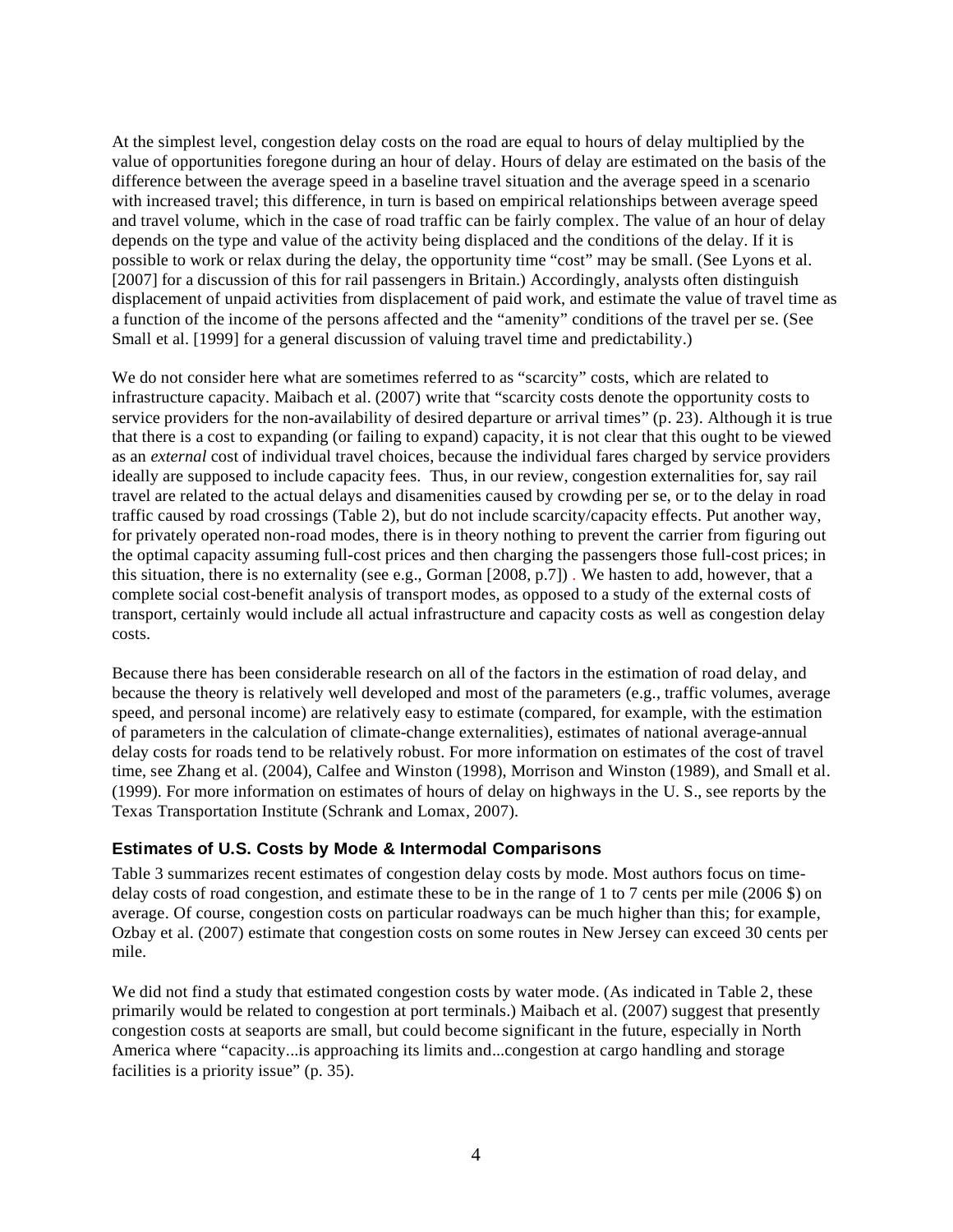At the simplest level, congestion delay costs on the road are equal to hours of delay multiplied by the value of opportunities foregone during an hour of delay. Hours of delay are estimated on the basis of the difference between the average speed in a baseline travel situation and the average speed in a scenario with increased travel; this difference, in turn is based on empirical relationships between average speed and travel volume, which in the case of road traffic can be fairly complex. The value of an hour of delay depends on the type and value of the activity being displaced and the conditions of the delay. If it is possible to work or relax during the delay, the opportunity time "cost" may be small. (See Lyons et al. [2007] for a discussion of this for rail passengers in Britain.) Accordingly, analysts often distinguish displacement of unpaid activities from displacement of paid work, and estimate the value of travel time as a function of the income of the persons affected and the "amenity" conditions of the travel per se. (See Small et al. [1999] for a general discussion of valuing travel time and predictability.)

We do not consider here what are sometimes referred to as "scarcity" costs, which are related to infrastructure capacity. Maibach et al. (2007) write that "scarcity costs denote the opportunity costs to service providers for the non-availability of desired departure or arrival times" (p. 23). Although it is true that there is a cost to expanding (or failing to expand) capacity, it is not clear that this ought to be viewed as an *external* cost of individual travel choices, because the individual fares charged by service providers ideally are supposed to include capacity fees. Thus, in our review, congestion externalities for, say rail travel are related to the actual delays and disamenities caused by crowding per se, or to the delay in road traffic caused by road crossings (Table 2), but do not include scarcity/capacity effects. Put another way, for privately operated non-road modes, there is in theory nothing to prevent the carrier from figuring out the optimal capacity assuming full-cost prices and then charging the passengers those full-cost prices; in this situation, there is no externality (see e.g., Gorman [2008, p.7]) . We hasten to add, however, that a complete social cost-benefit analysis of transport modes, as opposed to a study of the external costs of transport, certainly would include all actual infrastructure and capacity costs as well as congestion delay costs.

Because there has been considerable research on all of the factors in the estimation of road delay, and because the theory is relatively well developed and most of the parameters (e.g., traffic volumes, average speed, and personal income) are relatively easy to estimate (compared, for example, with the estimation of parameters in the calculation of climate-change externalities), estimates of national average-annual delay costs for roads tend to be relatively robust. For more information on estimates of the cost of travel time, see Zhang et al. (2004), Calfee and Winston (1998), Morrison and Winston (1989), and Small et al. (1999). For more information on estimates of hours of delay on highways in the U. S., see reports by the Texas Transportation Institute (Schrank and Lomax, 2007).

### Estimates of U.S. Costs by Mode & Intermodal Comparisons

Table 3 summarizes recent estimates of congestion delay costs by mode. Most authors focus on time-delay costs of road congestion, and estimate these to be in the range of 1 to 7 cents per mile (2006 $) on average. Of course, congestion costs on particular roadways can be much higher than this; for example, Ozbay et al. (2007) estimate that congestion costs on some routes in New Jersey can exceed 30 cents per mile.

We did not find a study that estimated congestion costs by water mode. (As indicated in Table 2, these primarily would be related to congestion at port terminals.) Maibach et al. (2007) suggest that presently congestion costs at seaports are small, but could become significant in the future, especially in North America where "capacity...is approaching its limits and...congestion at cargo handling and storage facilities is a priority issue" (p. 35).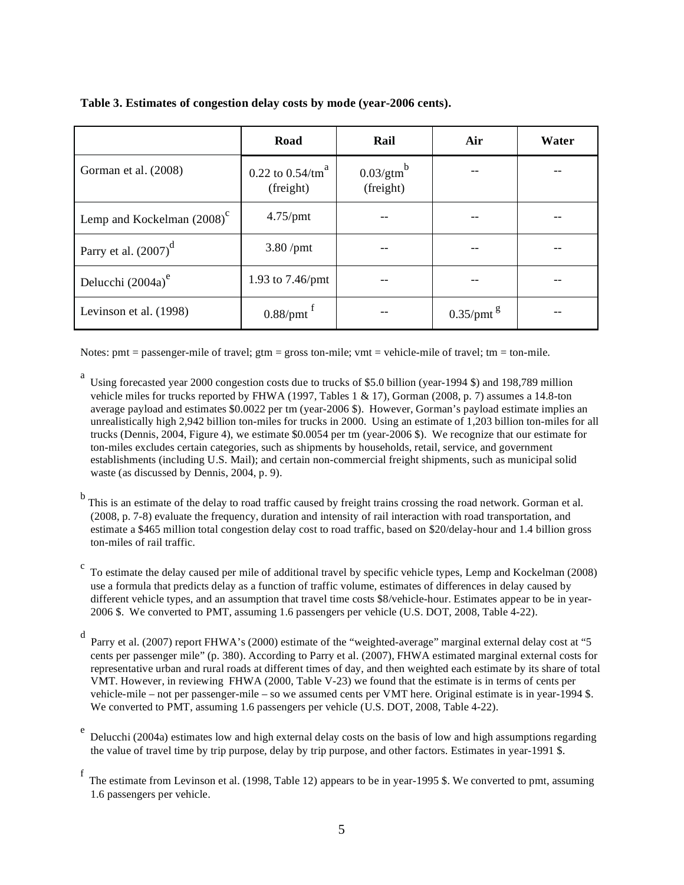**Table 3. Estimates of congestion delay costs by mode (year-2006 cents).**

| | Road | Rail | Air | Water |
|---|---|---|---|---|
| Gorman et al. (2008) | 0.22 to 0.54/tm[a] (freight) | 0.03/gtm[b] (freight) | -- | -- |
| Lemp and Kockelman (2008)[c] | 4.75/pmt | -- | -- | -- |
| Parry et al. (2007)[d] | 3.80 /pmt | -- | -- | -- |
| Delucchi (2004a)[e] | 1.93 to 7.46/pmt | -- | -- | -- |
| Levinson et al. (1998) | 0.88/pmt [f] | -- | 0.35/pmt [g] | -- |

Notes: pmt = passenger-mile of travel; gtm = gross ton-mile; vmt = vehicle-mile of travel; tm = ton-mile.

[a] Using forecasted year 2000 congestion costs due to trucks of $5.0 billion (year-1994 $) and 198,789 million vehicle miles for trucks reported by FHWA (1997, Tables 1 & 17), Gorman (2008, p. 7) assumes a 14.8-ton average payload and estimates $0.0022 per tm (year-2006 $). However, Gorman's payload estimate implies an unrealistically high 2,942 billion ton-miles for trucks in 2000. Using an estimate of 1,203 billion ton-miles for all trucks (Dennis, 2004, Figure 4), we estimate $0.0054 per tm (year-2006 $). We recognize that our estimate for ton-miles excludes certain categories, such as shipments by households, retail, service, and government establishments (including U.S. Mail); and certain non-commercial freight shipments, such as municipal solid waste (as discussed by Dennis, 2004, p. 9).

[b] This is an estimate of the delay to road traffic caused by freight trains crossing the road network. Gorman et al. (2008, p. 7-8) evaluate the frequency, duration and intensity of rail interaction with road transportation, and estimate a $465 million total congestion delay cost to road traffic, based on $20/delay-hour and 1.4 billion gross ton-miles of rail traffic.

[c] To estimate the delay caused per mile of additional travel by specific vehicle types, Lemp and Kockelman (2008) use a formula that predicts delay as a function of traffic volume, estimates of differences in delay caused by different vehicle types, and an assumption that travel time costs $8/vehicle-hour. Estimates appear to be in year-2006 $. We converted to PMT, assuming 1.6 passengers per vehicle (U.S. DOT, 2008, Table 4-22).

[d] Parry et al. (2007) report FHWA's (2000) estimate of the "weighted-average" marginal external delay cost at "5 cents per passenger mile" (p. 380). According to Parry et al. (2007), FHWA estimated marginal external costs for representative urban and rural roads at different times of day, and then weighted each estimate by its share of total VMT. However, in reviewing FHWA (2000, Table V-23) we found that the estimate is in terms of cents per vehicle-mile – not per passenger-mile – so we assumed cents per VMT here. Original estimate is in year-1994 $. We converted to PMT, assuming 1.6 passengers per vehicle (U.S. DOT, 2008, Table 4-22).

[e] Delucchi (2004a) estimates low and high external delay costs on the basis of low and high assumptions regarding the value of travel time by trip purpose, delay by trip purpose, and other factors. Estimates in year-1991 $.

[f] The estimate from Levinson et al. (1998, Table 12) appears to be in year-1995 $. We converted to pmt, assuming 1.6 passengers per vehicle.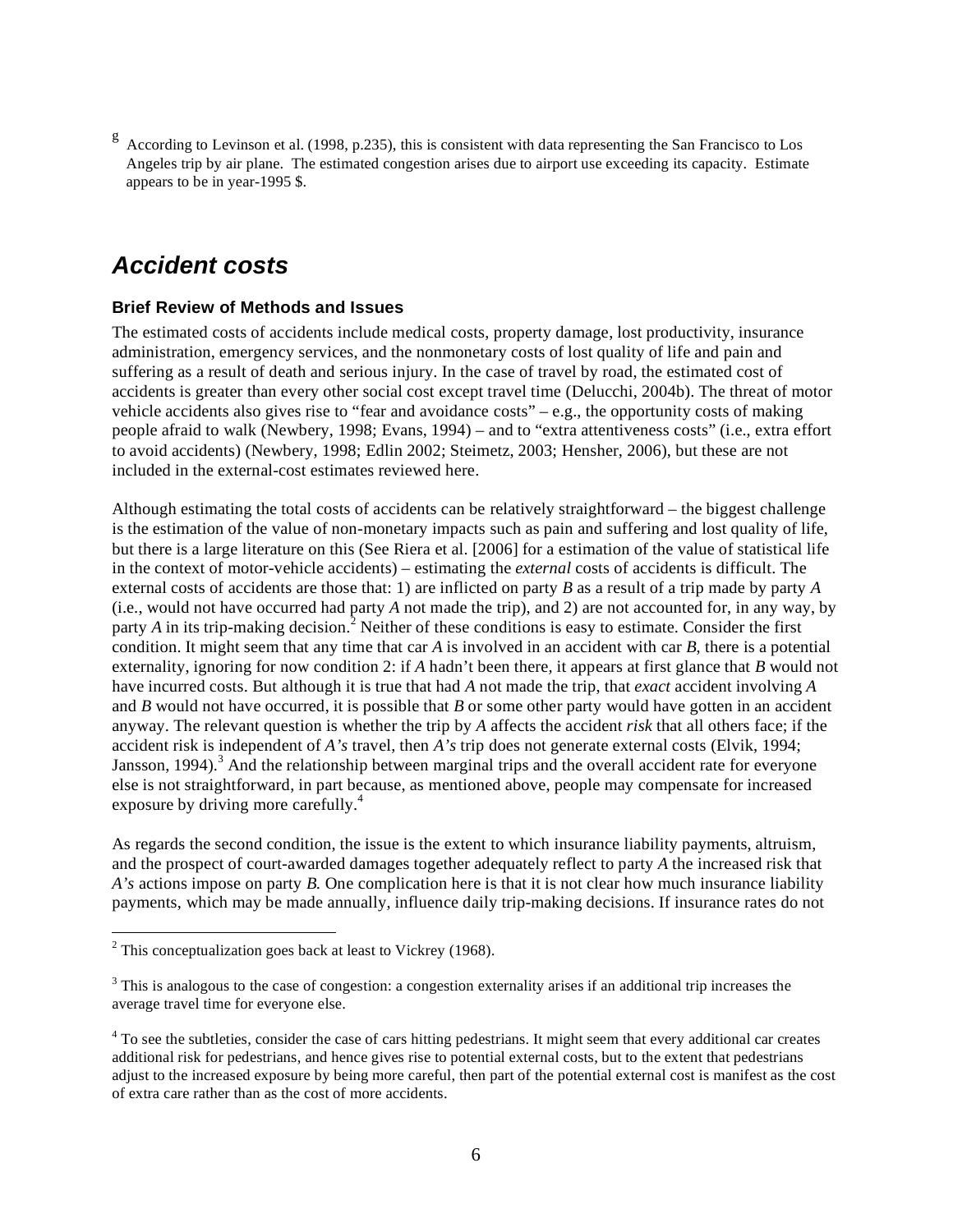[g] According to Levinson et al. (1998, p.235), this is consistent with data representing the San Francisco to Los Angeles trip by air plane. The estimated congestion arises due to airport use exceeding its capacity. Estimate appears to be in year-1995 $.

## *Accident costs*

### Brief Review of Methods and Issues

The estimated costs of accidents include medical costs, property damage, lost productivity, insurance administration, emergency services, and the nonmonetary costs of lost quality of life and pain and suffering as a result of death and serious injury. In the case of travel by road, the estimated cost of accidents is greater than every other social cost except travel time (Delucchi, 2004b). The threat of motor vehicle accidents also gives rise to "fear and avoidance costs" – e.g., the opportunity costs of making people afraid to walk (Newbery, 1998; Evans, 1994) – and to "extra attentiveness costs" (i.e., extra effort to avoid accidents) (Newbery, 1998; Edlin 2002; Steimetz, 2003; Hensher, 2006), but these are not included in the external-cost estimates reviewed here.

Although estimating the total costs of accidents can be relatively straightforward – the biggest challenge is the estimation of the value of non-monetary impacts such as pain and suffering and lost quality of life, but there is a large literature on this (See Riera et al. [2006] for a estimation of the value of statistical life in the context of motor-vehicle accidents) – estimating the *external* costs of accidents is difficult. The external costs of accidents are those that: 1) are inflicted on party *B* as a result of a trip made by party *A* (i.e., would not have occurred had party *A* not made the trip), and 2) are not accounted for, in any way, by party *A* in its trip-making decision.[2] Neither of these conditions is easy to estimate. Consider the first condition. It might seem that any time that car *A* is involved in an accident with car *B*, there is a potential externality, ignoring for now condition 2: if *A* hadn't been there, it appears at first glance that *B* would not have incurred costs. But although it is true that had *A* not made the trip, that *exact* accident involving *A* and *B* would not have occurred, it is possible that *B* or some other party would have gotten in an accident anyway. The relevant question is whether the trip by *A* affects the accident *risk* that all others face; if the accident risk is independent of *A's* travel, then *A's* trip does not generate external costs (Elvik, 1994; Jansson, 1994).[3] And the relationship between marginal trips and the overall accident rate for everyone else is not straightforward, in part because, as mentioned above, people may compensate for increased exposure by driving more carefully.[4]

As regards the second condition, the issue is the extent to which insurance liability payments, altruism, and the prospect of court-awarded damages together adequately reflect to party *A* the increased risk that *A's* actions impose on party *B.* One complication here is that it is not clear how much insurance liability payments, which may be made annually, influence daily trip-making decisions. If insurance rates do not

---

[2] This conceptualization goes back at least to Vickrey (1968).

[3] This is analogous to the case of congestion: a congestion externality arises if an additional trip increases the average travel time for everyone else.

[4] To see the subtleties, consider the case of cars hitting pedestrians. It might seem that every additional car creates additional risk for pedestrians, and hence gives rise to potential external costs, but to the extent that pedestrians adjust to the increased exposure by being more careful, then part of the potential external cost is manifest as the cost of extra care rather than as the cost of more accidents.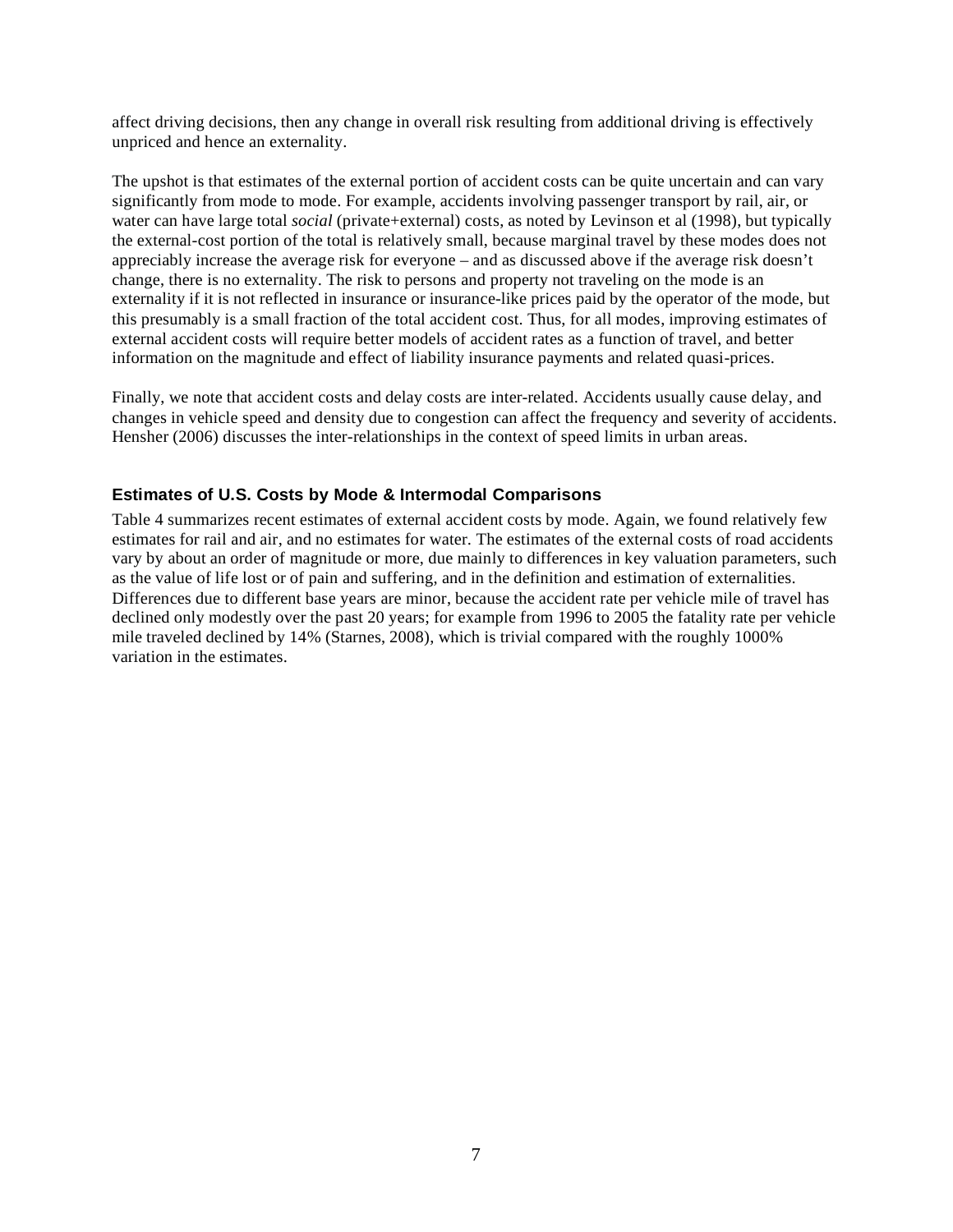affect driving decisions, then any change in overall risk resulting from additional driving is effectively unpriced and hence an externality.

The upshot is that estimates of the external portion of accident costs can be quite uncertain and can vary significantly from mode to mode. For example, accidents involving passenger transport by rail, air, or water can have large total *social* (private+external) costs, as noted by Levinson et al (1998), but typically the external-cost portion of the total is relatively small, because marginal travel by these modes does not appreciably increase the average risk for everyone – and as discussed above if the average risk doesn't change, there is no externality. The risk to persons and property not traveling on the mode is an externality if it is not reflected in insurance or insurance-like prices paid by the operator of the mode, but this presumably is a small fraction of the total accident cost. Thus, for all modes, improving estimates of external accident costs will require better models of accident rates as a function of travel, and better information on the magnitude and effect of liability insurance payments and related quasi-prices.

Finally, we note that accident costs and delay costs are inter-related. Accidents usually cause delay, and changes in vehicle speed and density due to congestion can affect the frequency and severity of accidents. Hensher (2006) discusses the inter-relationships in the context of speed limits in urban areas.

### Estimates of U.S. Costs by Mode & Intermodal Comparisons

Table 4 summarizes recent estimates of external accident costs by mode. Again, we found relatively few estimates for rail and air, and no estimates for water. The estimates of the external costs of road accidents vary by about an order of magnitude or more, due mainly to differences in key valuation parameters, such as the value of life lost or of pain and suffering, and in the definition and estimation of externalities. Differences due to different base years are minor, because the accident rate per vehicle mile of travel has declined only modestly over the past 20 years; for example from 1996 to 2005 the fatality rate per vehicle mile traveled declined by 14% (Starnes, 2008), which is trivial compared with the roughly 1000% variation in the estimates.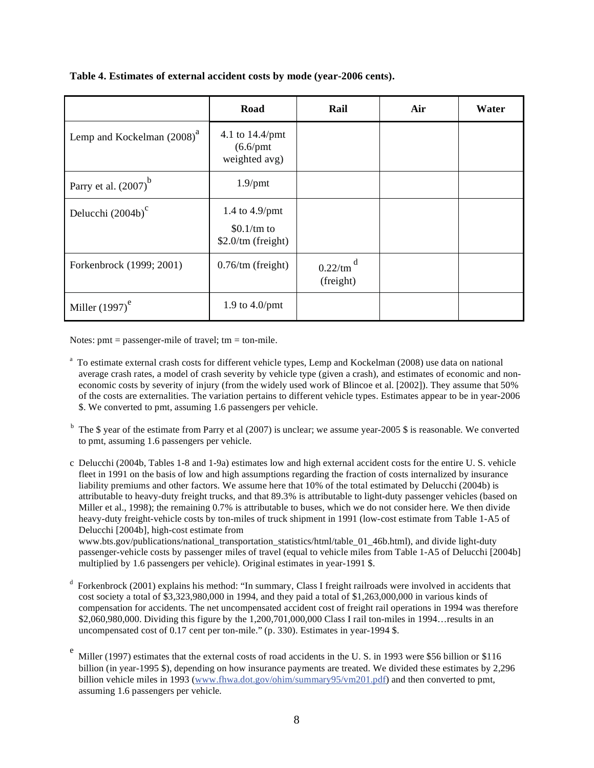**Table 4. Estimates of external accident costs by mode (year-2006 cents).**

| | Road | Rail | Air | Water |
|---|---|---|---|---|
| Lemp and Kockelman (2008)[a] | 4.1 to 14.4/pmt (6.6/pmt weighted avg) | | | |
| Parry et al. (2007)[b] | 1.9/pmt | | | |
| Delucchi (2004b)[c] | 1.4 to 4.9/pmt<br>$0.1/tm to $2.0/tm (freight) | | | |
| Forkenbrock (1999; 2001) | 0.76/tm (freight) | 0.22/tm[d] (freight) | | |
| Miller (1997)[e] | 1.9 to 4.0/pmt | | | |

Notes: pmt = passenger-mile of travel; tm = ton-mile.

[a] To estimate external crash costs for different vehicle types, Lemp and Kockelman (2008) use data on national average crash rates, a model of crash severity by vehicle type (given a crash), and estimates of economic and non-economic costs by severity of injury (from the widely used work of Blincoe et al. [2002]). They assume that 50% of the costs are externalities. The variation pertains to different vehicle types. Estimates appear to be in year-2006 $. We converted to pmt, assuming 1.6 passengers per vehicle.

[b] The $ year of the estimate from Parry et al (2007) is unclear; we assume year-2005 $ is reasonable. We converted to pmt, assuming 1.6 passengers per vehicle.

c Delucchi (2004b, Tables 1-8 and 1-9a) estimates low and high external accident costs for the entire U. S. vehicle fleet in 1991 on the basis of low and high assumptions regarding the fraction of costs internalized by insurance liability premiums and other factors. We assume here that 10% of the total estimated by Delucchi (2004b) is attributable to heavy-duty freight trucks, and that 89.3% is attributable to light-duty passenger vehicles (based on Miller et al., 1998); the remaining 0.7% is attributable to buses, which we do not consider here. We then divide heavy-duty freight-vehicle costs by ton-miles of truck shipment in 1991 (low-cost estimate from Table 1-A5 of Delucchi [2004b], high-cost estimate from www.bts.gov/publications/national_transportation_statistics/html/table_01_46b.html), and divide light-duty passenger-vehicle costs by passenger miles of travel (equal to vehicle miles from Table 1-A5 of Delucchi [2004b] multiplied by 1.6 passengers per vehicle). Original estimates in year-1991 $.

[d] Forkenbrock (2001) explains his method: "In summary, Class I freight railroads were involved in accidents that cost society a total of $3,323,980,000 in 1994, and they paid a total of $1,263,000,000 in various kinds of compensation for accidents. The net uncompensated accident cost of freight rail operations in 1994 was therefore $2,060,980,000. Dividing this figure by the 1,200,701,000,000 Class I rail ton-miles in 1994…results in an uncompensated cost of 0.17 cent per ton-mile." (p. 330). Estimates in year-1994 $.

[e] Miller (1997) estimates that the external costs of road accidents in the U. S. in 1993 were $56 billion or $116 billion (in year-1995 $), depending on how insurance payments are treated. We divided these estimates by 2,296 billion vehicle miles in 1993 (www.fhwa.dot.gov/ohim/summary95/vm201.pdf) and then converted to pmt, assuming 1.6 passengers per vehicle.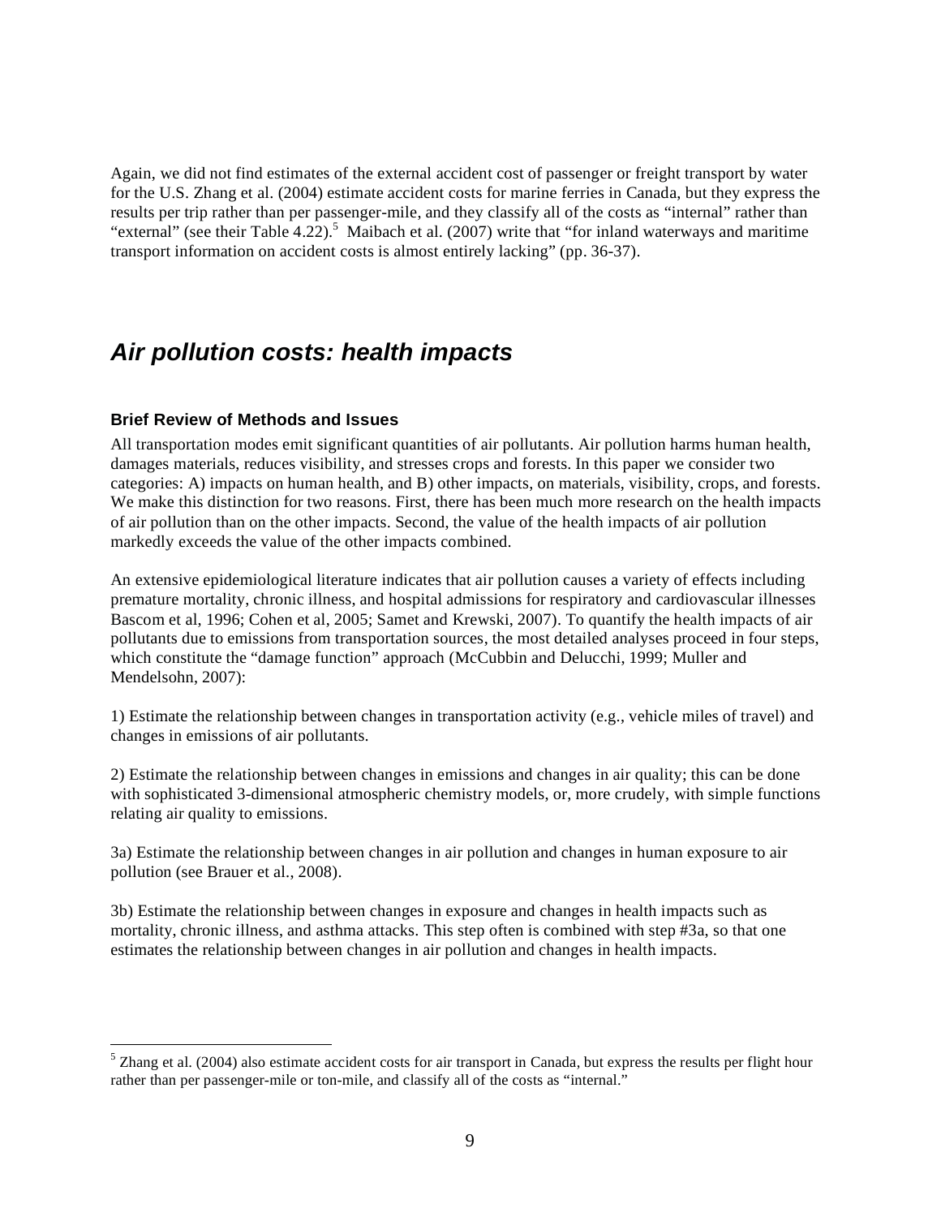Again, we did not find estimates of the external accident cost of passenger or freight transport by water for the U.S. Zhang et al. (2004) estimate accident costs for marine ferries in Canada, but they express the results per trip rather than per passenger-mile, and they classify all of the costs as "internal" rather than "external" (see their Table 4.22).[5] Maibach et al. (2007) write that "for inland waterways and maritime transport information on accident costs is almost entirely lacking" (pp. 36-37).

## *Air pollution costs: health impacts*

### Brief Review of Methods and Issues

All transportation modes emit significant quantities of air pollutants. Air pollution harms human health, damages materials, reduces visibility, and stresses crops and forests. In this paper we consider two categories: A) impacts on human health, and B) other impacts, on materials, visibility, crops, and forests. We make this distinction for two reasons. First, there has been much more research on the health impacts of air pollution than on the other impacts. Second, the value of the health impacts of air pollution markedly exceeds the value of the other impacts combined.

An extensive epidemiological literature indicates that air pollution causes a variety of effects including premature mortality, chronic illness, and hospital admissions for respiratory and cardiovascular illnesses Bascom et al, 1996; Cohen et al, 2005; Samet and Krewski, 2007). To quantify the health impacts of air pollutants due to emissions from transportation sources, the most detailed analyses proceed in four steps, which constitute the "damage function" approach (McCubbin and Delucchi, 1999; Muller and Mendelsohn, 2007):

1) Estimate the relationship between changes in transportation activity (e.g., vehicle miles of travel) and changes in emissions of air pollutants.

2) Estimate the relationship between changes in emissions and changes in air quality; this can be done with sophisticated 3-dimensional atmospheric chemistry models, or, more crudely, with simple functions relating air quality to emissions.

3a) Estimate the relationship between changes in air pollution and changes in human exposure to air pollution (see Brauer et al., 2008).

3b) Estimate the relationship between changes in exposure and changes in health impacts such as mortality, chronic illness, and asthma attacks. This step often is combined with step #3a, so that one estimates the relationship between changes in air pollution and changes in health impacts.

---

[5] Zhang et al. (2004) also estimate accident costs for air transport in Canada, but express the results per flight hour rather than per passenger-mile or ton-mile, and classify all of the costs as "internal."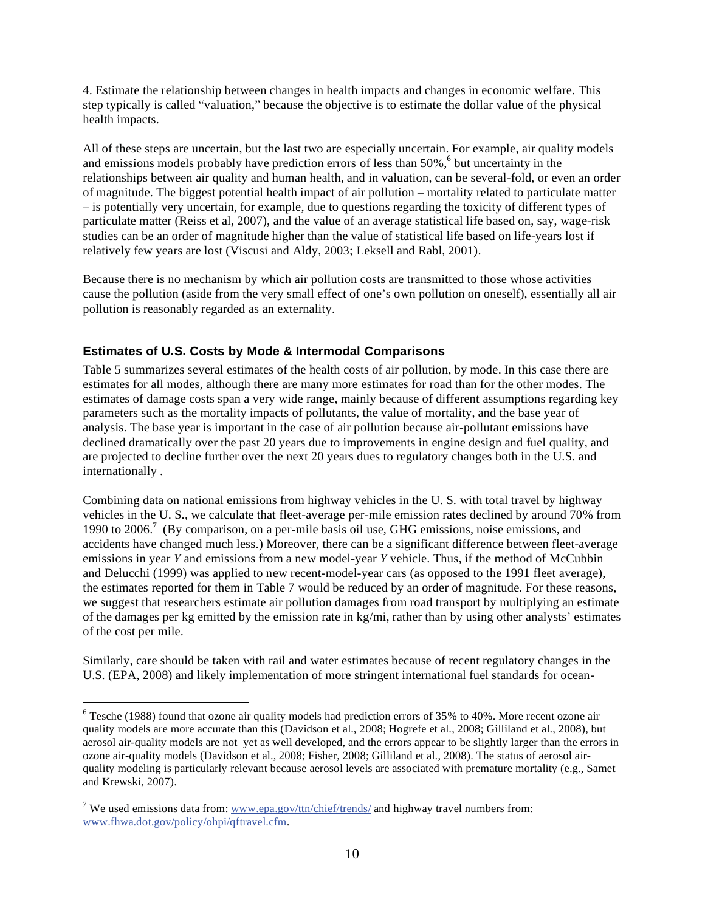4. Estimate the relationship between changes in health impacts and changes in economic welfare. This step typically is called "valuation," because the objective is to estimate the dollar value of the physical health impacts.

All of these steps are uncertain, but the last two are especially uncertain. For example, air quality models and emissions models probably have prediction errors of less than 50%,[6] but uncertainty in the relationships between air quality and human health, and in valuation, can be several-fold, or even an order of magnitude. The biggest potential health impact of air pollution – mortality related to particulate matter – is potentially very uncertain, for example, due to questions regarding the toxicity of different types of particulate matter (Reiss et al, 2007), and the value of an average statistical life based on, say, wage-risk studies can be an order of magnitude higher than the value of statistical life based on life-years lost if relatively few years are lost (Viscusi and Aldy, 2003; Leksell and Rabl, 2001).

Because there is no mechanism by which air pollution costs are transmitted to those whose activities cause the pollution (aside from the very small effect of one's own pollution on oneself), essentially all air pollution is reasonably regarded as an externality.

### Estimates of U.S. Costs by Mode & Intermodal Comparisons

Table 5 summarizes several estimates of the health costs of air pollution, by mode. In this case there are estimates for all modes, although there are many more estimates for road than for the other modes. The estimates of damage costs span a very wide range, mainly because of different assumptions regarding key parameters such as the mortality impacts of pollutants, the value of mortality, and the base year of analysis. The base year is important in the case of air pollution because air-pollutant emissions have declined dramatically over the past 20 years due to improvements in engine design and fuel quality, and are projected to decline further over the next 20 years dues to regulatory changes both in the U.S. and internationally .

Combining data on national emissions from highway vehicles in the U. S. with total travel by highway vehicles in the U. S., we calculate that fleet-average per-mile emission rates declined by around 70% from 1990 to 2006.[7] (By comparison, on a per-mile basis oil use, GHG emissions, noise emissions, and accidents have changed much less.) Moreover, there can be a significant difference between fleet-average emissions in year *Y* and emissions from a new model-year *Y* vehicle. Thus, if the method of McCubbin and Delucchi (1999) was applied to new recent-model-year cars (as opposed to the 1991 fleet average), the estimates reported for them in Table 7 would be reduced by an order of magnitude. For these reasons, we suggest that researchers estimate air pollution damages from road transport by multiplying an estimate of the damages per kg emitted by the emission rate in kg/mi, rather than by using other analysts' estimates of the cost per mile.

Similarly, care should be taken with rail and water estimates because of recent regulatory changes in the U.S. (EPA, 2008) and likely implementation of more stringent international fuel standards for ocean-

---

[6] Tesche (1988) found that ozone air quality models had prediction errors of 35% to 40%. More recent ozone air quality models are more accurate than this (Davidson et al., 2008; Hogrefe et al., 2008; Gilliland et al., 2008), but aerosol air-quality models are not yet as well developed, and the errors appear to be slightly larger than the errors in ozone air-quality models (Davidson et al., 2008; Fisher, 2008; Gilliland et al., 2008). The status of aerosol air-quality modeling is particularly relevant because aerosol levels are associated with premature mortality (e.g., Samet and Krewski, 2007).

[7] We used emissions data from: www.epa.gov/ttn/chief/trends/ and highway travel numbers from: www.fhwa.dot.gov/policy/ohpi/qftravel.cfm.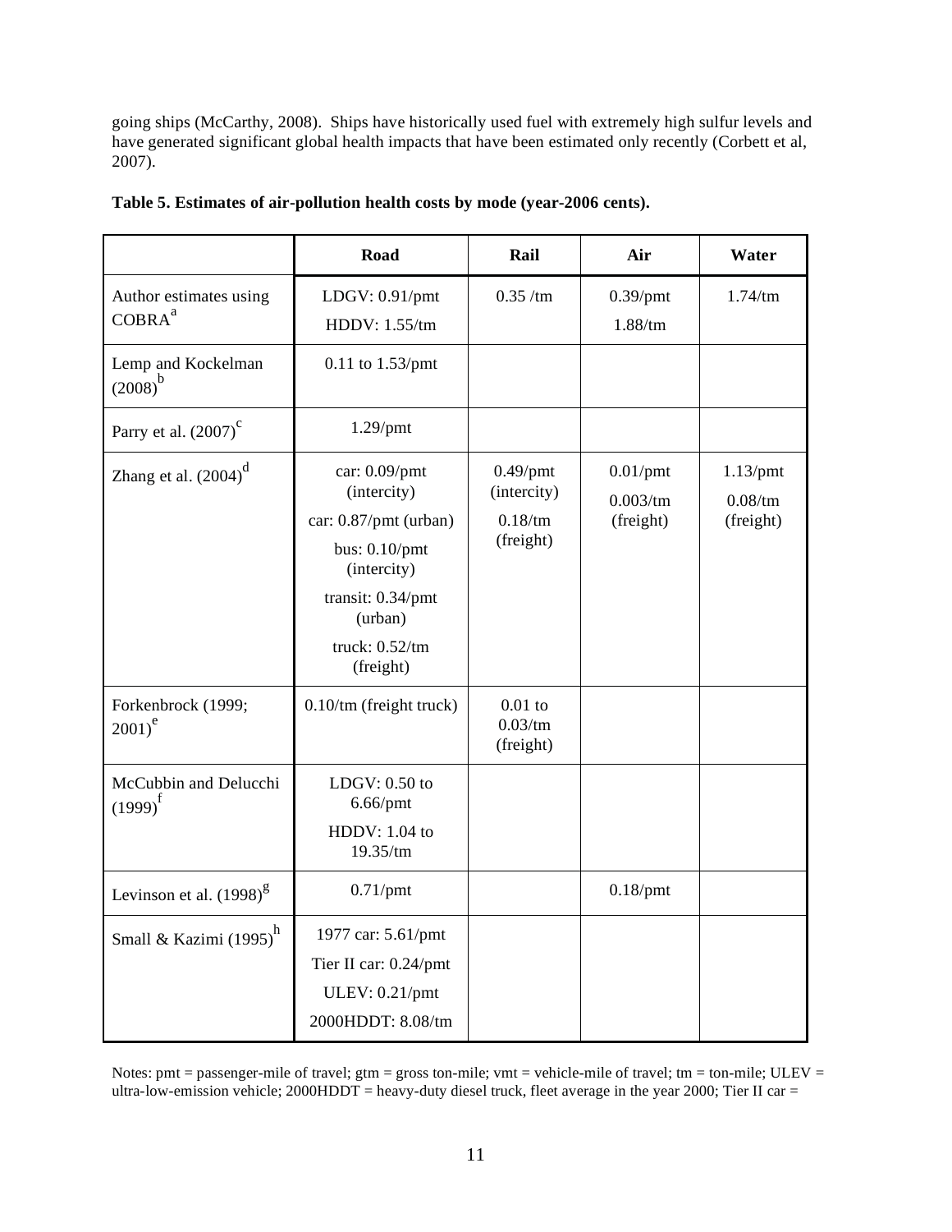going ships (McCarthy, 2008). Ships have historically used fuel with extremely high sulfur levels and have generated significant global health impacts that have been estimated only recently (Corbett et al, 2007).

**Table 5. Estimates of air-pollution health costs by mode (year-2006 cents).**

| | Road | Rail | Air | Water |
|---|---|---|---|---|
| Author estimates using COBRA[a] | LDGV: 0.91/pmt<br>HDDV: 1.55/tm | 0.35 /tm | 0.39/pmt<br>1.88/tm | 1.74/tm |
| Lemp and Kockelman (2008)[b] | 0.11 to 1.53/pmt | | | |
| Parry et al. (2007)[c] | 1.29/pmt | | | |
| Zhang et al. (2004)[d] | car: 0.09/pmt (intercity)<br>car: 0.87/pmt (urban)<br>bus: 0.10/pmt (intercity)<br>transit: 0.34/pmt (urban)<br>truck: 0.52/tm (freight) | 0.49/pmt (intercity)<br>0.18/tm (freight) | 0.01/pmt<br>0.003/tm (freight) | 1.13/pmt<br>0.08/tm (freight) |
| Forkenbrock (1999; 2001)[e] | 0.10/tm (freight truck) | 0.01 to 0.03/tm (freight) | | |
| McCubbin and Delucchi (1999)[f] | LDGV: 0.50 to 6.66/pmt<br>HDDV: 1.04 to 19.35/tm | | | |
| Levinson et al. (1998)[g] | 0.71/pmt | | 0.18/pmt | |
| Small & Kazimi (1995)[h] | 1977 car: 5.61/pmt<br>Tier II car: 0.24/pmt<br>ULEV: 0.21/pmt<br>2000HDDT: 8.08/tm | | | |

Notes: pmt = passenger-mile of travel; gtm = gross ton-mile; vmt = vehicle-mile of travel; tm = ton-mile; ULEV = ultra-low-emission vehicle; 2000HDDT = heavy-duty diesel truck, fleet average in the year 2000; Tier II car =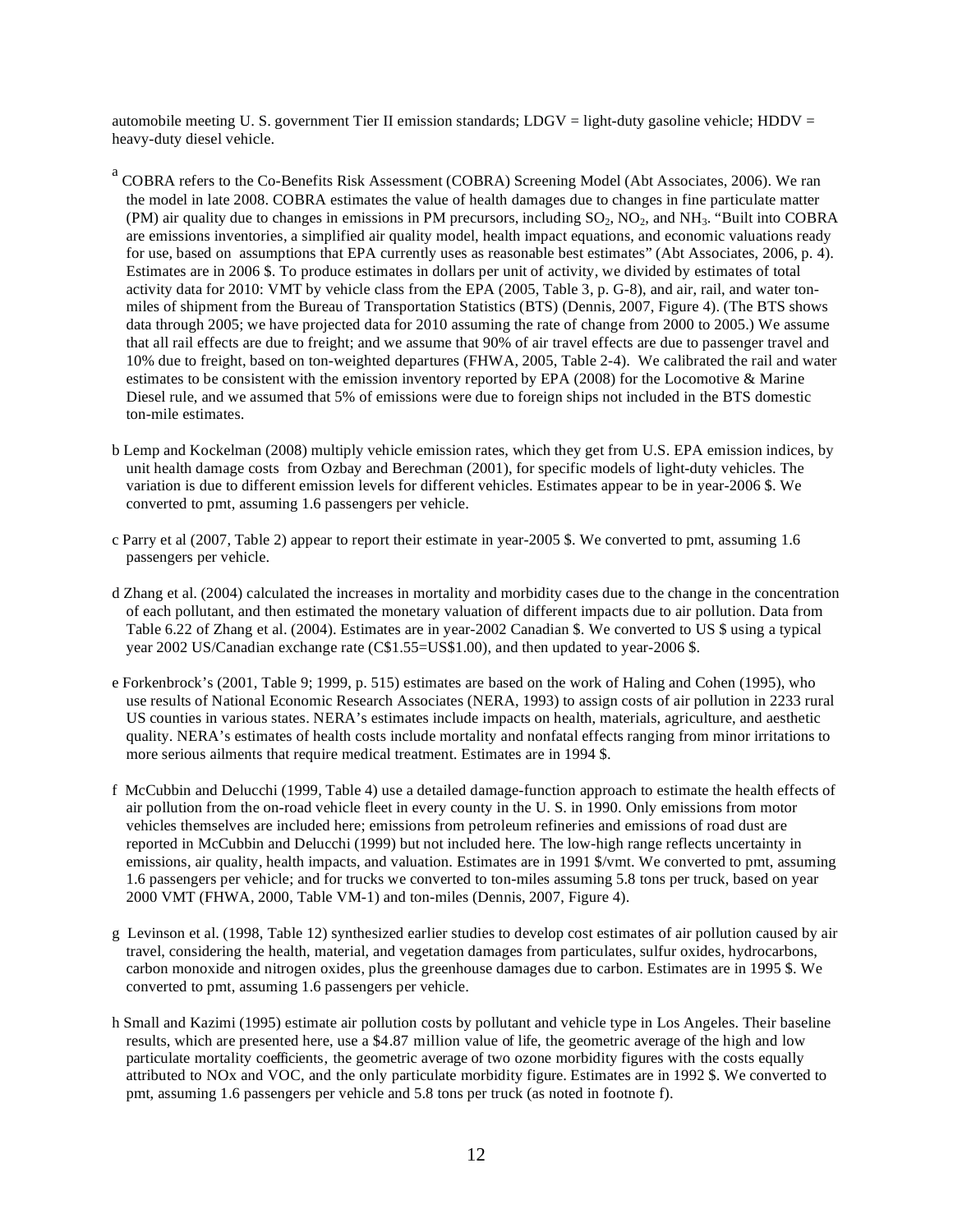automobile meeting U. S. government Tier II emission standards; LDGV = light-duty gasoline vehicle; HDDV = heavy-duty diesel vehicle.

[a] COBRA refers to the Co-Benefits Risk Assessment (COBRA) Screening Model (Abt Associates, 2006). We ran the model in late 2008. COBRA estimates the value of health damages due to changes in fine particulate matter (PM) air quality due to changes in emissions in PM precursors, including $SO_2$, $NO_2$, and $NH_3$. "Built into COBRA are emissions inventories, a simplified air quality model, health impact equations, and economic valuations ready for use, based on assumptions that EPA currently uses as reasonable best estimates" (Abt Associates, 2006, p. 4). Estimates are in 2006 $. To produce estimates in dollars per unit of activity, we divided by estimates of total activity data for 2010: VMT by vehicle class from the EPA (2005, Table 3, p. G-8), and air, rail, and water ton-miles of shipment from the Bureau of Transportation Statistics (BTS) (Dennis, 2007, Figure 4). (The BTS shows data through 2005; we have projected data for 2010 assuming the rate of change from 2000 to 2005.) We assume that all rail effects are due to freight; and we assume that 90% of air travel effects are due to passenger travel and 10% due to freight, based on ton-weighted departures (FHWA, 2005, Table 2-4). We calibrated the rail and water estimates to be consistent with the emission inventory reported by EPA (2008) for the Locomotive & Marine Diesel rule, and we assumed that 5% of emissions were due to foreign ships not included in the BTS domestic ton-mile estimates.

b Lemp and Kockelman (2008) multiply vehicle emission rates, which they get from U.S. EPA emission indices, by unit health damage costs from Ozbay and Berechman (2001), for specific models of light-duty vehicles. The variation is due to different emission levels for different vehicles. Estimates appear to be in year-2006 $. We converted to pmt, assuming 1.6 passengers per vehicle.

c Parry et al (2007, Table 2) appear to report their estimate in year-2005 $. We converted to pmt, assuming 1.6 passengers per vehicle.

d Zhang et al. (2004) calculated the increases in mortality and morbidity cases due to the change in the concentration of each pollutant, and then estimated the monetary valuation of different impacts due to air pollution. Data from Table 6.22 of Zhang et al. (2004). Estimates are in year-2002 Canadian $. We converted to US $ using a typical year 2002 US/Canadian exchange rate (C$1.55=US$1.00), and then updated to year-2006 $.

e Forkenbrock's (2001, Table 9; 1999, p. 515) estimates are based on the work of Haling and Cohen (1995), who use results of National Economic Research Associates (NERA, 1993) to assign costs of air pollution in 2233 rural US counties in various states. NERA's estimates include impacts on health, materials, agriculture, and aesthetic quality. NERA's estimates of health costs include mortality and nonfatal effects ranging from minor irritations to more serious ailments that require medical treatment. Estimates are in 1994 $.

f McCubbin and Delucchi (1999, Table 4) use a detailed damage-function approach to estimate the health effects of air pollution from the on-road vehicle fleet in every county in the U. S. in 1990. Only emissions from motor vehicles themselves are included here; emissions from petroleum refineries and emissions of road dust are reported in McCubbin and Delucchi (1999) but not included here. The low-high range reflects uncertainty in emissions, air quality, health impacts, and valuation. Estimates are in 1991 $/vmt. We converted to pmt, assuming 1.6 passengers per vehicle; and for trucks we converted to ton-miles assuming 5.8 tons per truck, based on year 2000 VMT (FHWA, 2000, Table VM-1) and ton-miles (Dennis, 2007, Figure 4).

g Levinson et al. (1998, Table 12) synthesized earlier studies to develop cost estimates of air pollution caused by air travel, considering the health, material, and vegetation damages from particulates, sulfur oxides, hydrocarbons, carbon monoxide and nitrogen oxides, plus the greenhouse damages due to carbon. Estimates are in 1995 $. We converted to pmt, assuming 1.6 passengers per vehicle.

h Small and Kazimi (1995) estimate air pollution costs by pollutant and vehicle type in Los Angeles. Their baseline results, which are presented here, use a $4.87 million value of life, the geometric average of the high and low particulate mortality coefficients, the geometric average of two ozone morbidity figures with the costs equally attributed to NOx and VOC, and the only particulate morbidity figure. Estimates are in 1992 $. We converted to pmt, assuming 1.6 passengers per vehicle and 5.8 tons per truck (as noted in footnote f).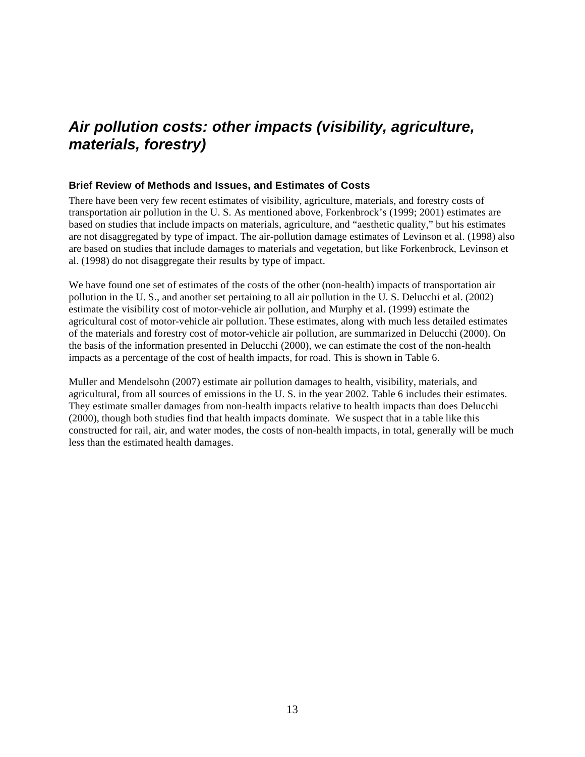## *Air pollution costs: other impacts (visibility, agriculture, materials, forestry)*

### Brief Review of Methods and Issues, and Estimates of Costs

There have been very few recent estimates of visibility, agriculture, materials, and forestry costs of transportation air pollution in the U. S. As mentioned above, Forkenbrock's (1999; 2001) estimates are based on studies that include impacts on materials, agriculture, and "aesthetic quality," but his estimates are not disaggregated by type of impact. The air-pollution damage estimates of Levinson et al. (1998) also are based on studies that include damages to materials and vegetation, but like Forkenbrock, Levinson et al. (1998) do not disaggregate their results by type of impact.

We have found one set of estimates of the costs of the other (non-health) impacts of transportation air pollution in the U. S., and another set pertaining to all air pollution in the U. S. Delucchi et al. (2002) estimate the visibility cost of motor-vehicle air pollution, and Murphy et al. (1999) estimate the agricultural cost of motor-vehicle air pollution. These estimates, along with much less detailed estimates of the materials and forestry cost of motor-vehicle air pollution, are summarized in Delucchi (2000). On the basis of the information presented in Delucchi (2000), we can estimate the cost of the non-health impacts as a percentage of the cost of health impacts, for road. This is shown in Table 6.

Muller and Mendelsohn (2007) estimate air pollution damages to health, visibility, materials, and agricultural, from all sources of emissions in the U. S. in the year 2002. Table 6 includes their estimates. They estimate smaller damages from non-health impacts relative to health impacts than does Delucchi (2000), though both studies find that health impacts dominate. We suspect that in a table like this constructed for rail, air, and water modes, the costs of non-health impacts, in total, generally will be much less than the estimated health damages.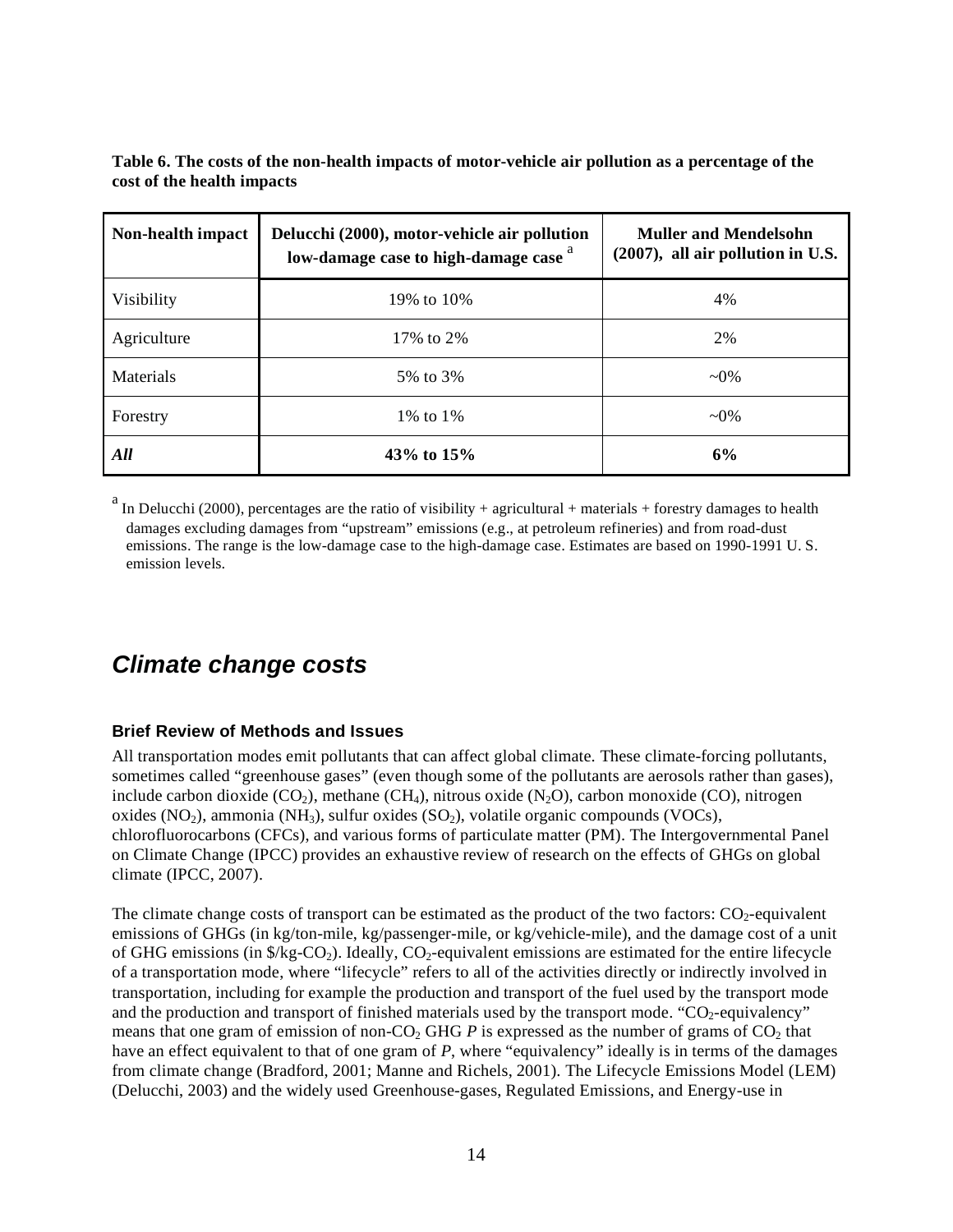**Table 6. The costs of the non-health impacts of motor-vehicle air pollution as a percentage of the cost of the health impacts**

| Non-health impact | Delucchi (2000), motor-vehicle air pollution low-damage case to high-damage case [a] | Muller and Mendelsohn (2007), all air pollution in U.S. |
|---|---|---|
| Visibility | 19% to 10% | 4% |
| Agriculture | 17% to 2% | 2% |
| Materials | 5% to 3% | ~0% |
| Forestry | 1% to 1% | ~0% |
| ***All*** | **43% to 15%** | **6%** |

[a] In Delucchi (2000), percentages are the ratio of visibility + agricultural + materials + forestry damages to health damages excluding damages from "upstream" emissions (e.g., at petroleum refineries) and from road-dust emissions. The range is the low-damage case to the high-damage case. Estimates are based on 1990-1991 U. S. emission levels.

## *Climate change costs*

### Brief Review of Methods and Issues

All transportation modes emit pollutants that can affect global climate. These climate-forcing pollutants, sometimes called "greenhouse gases" (even though some of the pollutants are aerosols rather than gases), include carbon dioxide ($CO_2$), methane ($CH_4$), nitrous oxide ($N_2O$), carbon monoxide (CO), nitrogen oxides ($NO_2$), ammonia ($NH_3$), sulfur oxides ($SO_2$), volatile organic compounds (VOCs), chlorofluorocarbons (CFCs), and various forms of particulate matter (PM). The Intergovernmental Panel on Climate Change (IPCC) provides an exhaustive review of research on the effects of GHGs on global climate (IPCC, 2007).

The climate change costs of transport can be estimated as the product of the two factors: $CO_2$-equivalent emissions of GHGs (in kg/ton-mile, kg/passenger-mile, or kg/vehicle-mile), and the damage cost of a unit of GHG emissions (in \$/kg-$CO_2$). Ideally, $CO_2$-equivalent emissions are estimated for the entire lifecycle of a transportation mode, where "lifecycle" refers to all of the activities directly or indirectly involved in transportation, including for example the production and transport of the fuel used by the transport mode and the production and transport of finished materials used by the transport mode. "$CO_2$-equivalency" means that one gram of emission of non-$CO_2$ GHG $P$ is expressed as the number of grams of $CO_2$ that have an effect equivalent to that of one gram of $P$, where "equivalency" ideally is in terms of the damages from climate change (Bradford, 2001; Manne and Richels, 2001). The Lifecycle Emissions Model (LEM) (Delucchi, 2003) and the widely used Greenhouse-gases, Regulated Emissions, and Energy-use in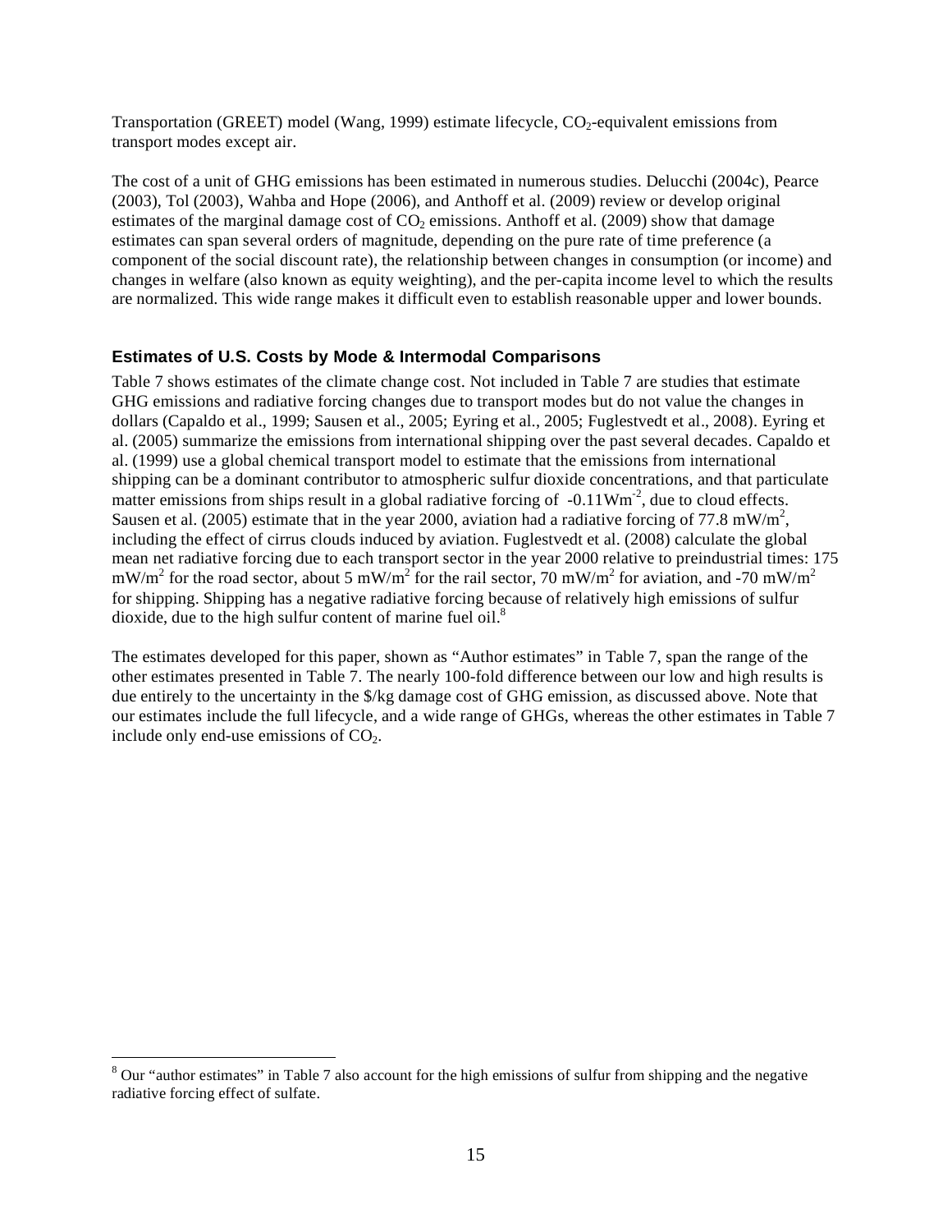Transportation (GREET) model (Wang, 1999) estimate lifecycle, $CO_2$-equivalent emissions from transport modes except air.

The cost of a unit of GHG emissions has been estimated in numerous studies. Delucchi (2004c), Pearce (2003), Tol (2003), Wahba and Hope (2006), and Anthoff et al. (2009) review or develop original estimates of the marginal damage cost of $CO_2$ emissions. Anthoff et al. (2009) show that damage estimates can span several orders of magnitude, depending on the pure rate of time preference (a component of the social discount rate), the relationship between changes in consumption (or income) and changes in welfare (also known as equity weighting), and the per-capita income level to which the results are normalized. This wide range makes it difficult even to establish reasonable upper and lower bounds.

### Estimates of U.S. Costs by Mode & Intermodal Comparisons

Table 7 shows estimates of the climate change cost. Not included in Table 7 are studies that estimate GHG emissions and radiative forcing changes due to transport modes but do not value the changes in dollars (Capaldo et al., 1999; Sausen et al., 2005; Eyring et al., 2005; Fuglestvedt et al., 2008). Eyring et al. (2005) summarize the emissions from international shipping over the past several decades. Capaldo et al. (1999) use a global chemical transport model to estimate that the emissions from international shipping can be a dominant contributor to atmospheric sulfur dioxide concentrations, and that particulate matter emissions from ships result in a global radiative forcing of $-0.11 Wm^{-2}$, due to cloud effects. Sausen et al. (2005) estimate that in the year 2000, aviation had a radiative forcing of $77.8 mW/m^2$, including the effect of cirrus clouds induced by aviation. Fuglestvedt et al. (2008) calculate the global mean net radiative forcing due to each transport sector in the year 2000 relative to preindustrial times: 175 $mW/m^2$ for the road sector, about 5 $mW/m^2$ for the rail sector, 70 $mW/m^2$ for aviation, and -70 $mW/m^2$ for shipping. Shipping has a negative radiative forcing because of relatively high emissions of sulfur dioxide, due to the high sulfur content of marine fuel oil.[8]

The estimates developed for this paper, shown as "Author estimates" in Table 7, span the range of the other estimates presented in Table 7. The nearly 100-fold difference between our low and high results is due entirely to the uncertainty in the $/kg damage cost of GHG emission, as discussed above. Note that our estimates include the full lifecycle, and a wide range of GHGs, whereas the other estimates in Table 7 include only end-use emissions of $CO_2$.

---

[8] Our "author estimates" in Table 7 also account for the high emissions of sulfur from shipping and the negative radiative forcing effect of sulfate.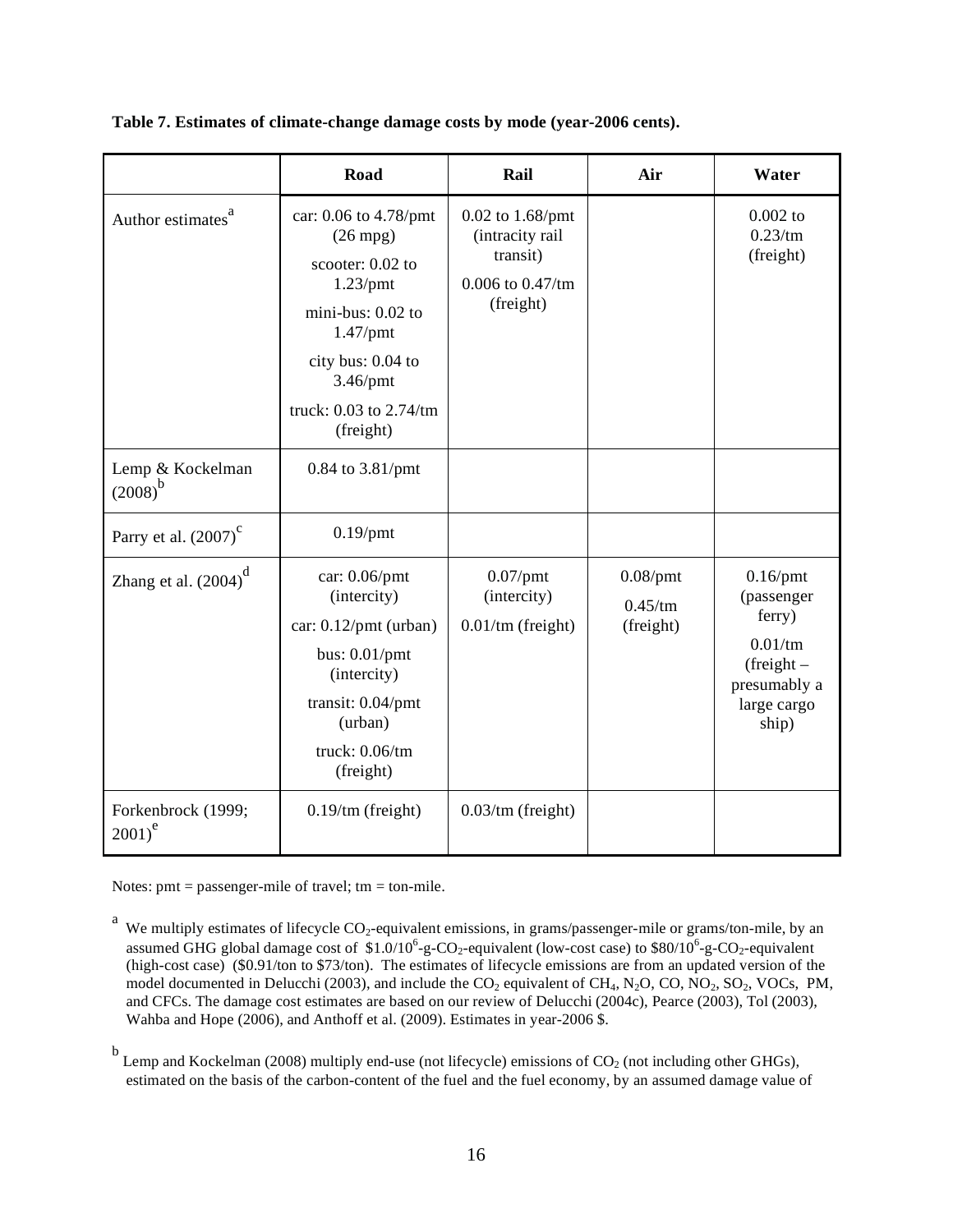**Table 7. Estimates of climate-change damage costs by mode (year-2006 cents).**

| | Road | Rail | Air | Water |
|---|---|---|---|---|
| Author estimates[a] | car: 0.06 to 4.78/pmt (26 mpg)<br>scooter: 0.02 to 1.23/pmt<br>mini-bus: 0.02 to 1.47/pmt<br>city bus: 0.04 to 3.46/pmt<br>truck: 0.03 to 2.74/tm (freight) | 0.02 to 1.68/pmt (intracity rail transit)<br>0.006 to 0.47/tm (freight) | | 0.002 to 0.23/tm (freight) |
| Lemp & Kockelman (2008)[b] | 0.84 to 3.81/pmt | | | |
| Parry et al. (2007)[c] | 0.19/pmt | | | |
| Zhang et al. (2004)[d] | car: 0.06/pmt (intercity)<br>car: 0.12/pmt (urban)<br>bus: 0.01/pmt (intercity)<br>transit: 0.04/pmt (urban)<br>truck: 0.06/tm (freight) | 0.07/pmt (intercity)<br>0.01/tm (freight) | 0.08/pmt<br>0.45/tm (freight) | 0.16/pmt (passenger ferry)<br>0.01/tm (freight – presumably a large cargo ship) |
| Forkenbrock (1999; 2001)[e] | 0.19/tm (freight) | 0.03/tm (freight) | | |

Notes: pmt = passenger-mile of travel; tm = ton-mile.

[a] We multiply estimates of lifecycle $CO_2$-equivalent emissions, in grams/passenger-mile or grams/ton-mile, by an assumed GHG global damage cost of $1.0/$10^6$-g-$CO_2$-equivalent (low-cost case) to $80/$10^6$-g-$CO_2$-equivalent (high-cost case) ($0.91/ton to $73/ton). The estimates of lifecycle emissions are from an updated version of the model documented in Delucchi (2003), and include the $CO_2$ equivalent of $CH_4$, $N_2O$, CO, $NO_2$, $SO_2$, VOCs, PM, and CFCs. The damage cost estimates are based on our review of Delucchi (2004c), Pearce (2003), Tol (2003), Wahba and Hope (2006), and Anthoff et al. (2009). Estimates in year-2006 $.

[b] Lemp and Kockelman (2008) multiply end-use (not lifecycle) emissions of $CO_2$ (not including other GHGs), estimated on the basis of the carbon-content of the fuel and the fuel economy, by an assumed damage value of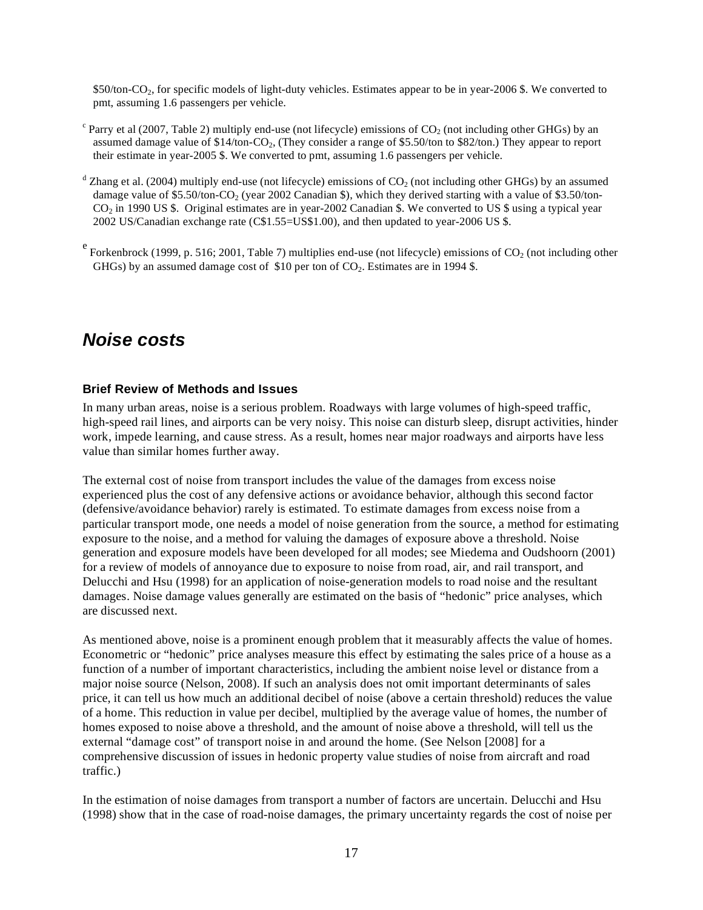$50/ton-$CO_2$, for specific models of light-duty vehicles. Estimates appear to be in year-2006 $. We converted to pmt, assuming 1.6 passengers per vehicle.

[c] Parry et al (2007, Table 2) multiply end-use (not lifecycle) emissions of $CO_2$ (not including other GHGs) by an assumed damage value of $14/ton-$CO_2$, (They consider a range of $5.50/ton to $82/ton.) They appear to report their estimate in year-2005 $. We converted to pmt, assuming 1.6 passengers per vehicle.

[d] Zhang et al. (2004) multiply end-use (not lifecycle) emissions of $CO_2$ (not including other GHGs) by an assumed damage value of $5.50/ton-$CO_2$ (year 2002 Canadian $), which they derived starting with a value of $3.50/ton-$CO_2$ in 1990 US $. Original estimates are in year-2002 Canadian $. We converted to US $ using a typical year 2002 US/Canadian exchange rate (C$1.55=US$1.00), and then updated to year-2006 US $.

[e] Forkenbrock (1999, p. 516; 2001, Table 7) multiplies end-use (not lifecycle) emissions of $CO_2$ (not including other GHGs) by an assumed damage cost of $10 per ton of $CO_2$. Estimates are in 1994 $.

## *Noise costs*

### Brief Review of Methods and Issues

In many urban areas, noise is a serious problem. Roadways with large volumes of high-speed traffic, high-speed rail lines, and airports can be very noisy. This noise can disturb sleep, disrupt activities, hinder work, impede learning, and cause stress. As a result, homes near major roadways and airports have less value than similar homes further away.

The external cost of noise from transport includes the value of the damages from excess noise experienced plus the cost of any defensive actions or avoidance behavior, although this second factor (defensive/avoidance behavior) rarely is estimated. To estimate damages from excess noise from a particular transport mode, one needs a model of noise generation from the source, a method for estimating exposure to the noise, and a method for valuing the damages of exposure above a threshold. Noise generation and exposure models have been developed for all modes; see Miedema and Oudshoorn (2001) for a review of models of annoyance due to exposure to noise from road, air, and rail transport, and Delucchi and Hsu (1998) for an application of noise-generation models to road noise and the resultant damages. Noise damage values generally are estimated on the basis of "hedonic" price analyses, which are discussed next.

As mentioned above, noise is a prominent enough problem that it measurably affects the value of homes. Econometric or "hedonic" price analyses measure this effect by estimating the sales price of a house as a function of a number of important characteristics, including the ambient noise level or distance from a major noise source (Nelson, 2008). If such an analysis does not omit important determinants of sales price, it can tell us how much an additional decibel of noise (above a certain threshold) reduces the value of a home. This reduction in value per decibel, multiplied by the average value of homes, the number of homes exposed to noise above a threshold, and the amount of noise above a threshold, will tell us the external "damage cost" of transport noise in and around the home. (See Nelson [2008] for a comprehensive discussion of issues in hedonic property value studies of noise from aircraft and road traffic.)

In the estimation of noise damages from transport a number of factors are uncertain. Delucchi and Hsu (1998) show that in the case of road-noise damages, the primary uncertainty regards the cost of noise per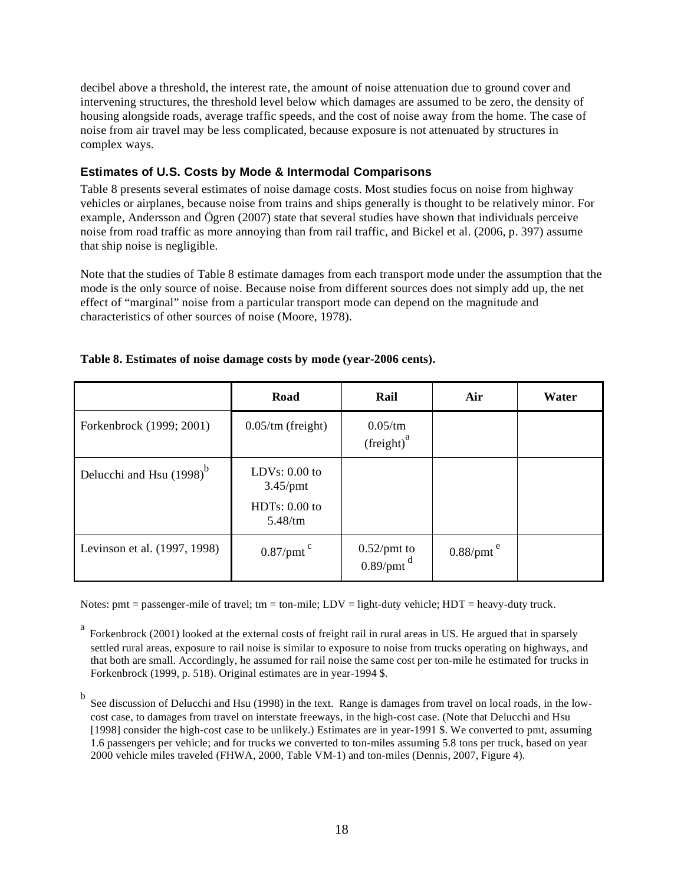decibel above a threshold, the interest rate, the amount of noise attenuation due to ground cover and intervening structures, the threshold level below which damages are assumed to be zero, the density of housing alongside roads, average traffic speeds, and the cost of noise away from the home. The case of noise from air travel may be less complicated, because exposure is not attenuated by structures in complex ways.

### Estimates of U.S. Costs by Mode & Intermodal Comparisons

Table 8 presents several estimates of noise damage costs. Most studies focus on noise from highway vehicles or airplanes, because noise from trains and ships generally is thought to be relatively minor. For example, Andersson and Ögren (2007) state that several studies have shown that individuals perceive noise from road traffic as more annoying than from rail traffic, and Bickel et al. (2006, p. 397) assume that ship noise is negligible.

Note that the studies of Table 8 estimate damages from each transport mode under the assumption that the mode is the only source of noise. Because noise from different sources does not simply add up, the net effect of "marginal" noise from a particular transport mode can depend on the magnitude and characteristics of other sources of noise (Moore, 1978).

**Table 8. Estimates of noise damage costs by mode (year-2006 cents).**

| | Road | Rail | Air | Water |
|---|---|---|---|---|
| Forkenbrock (1999; 2001) | 0.05/tm (freight) | 0.05/tm (freight)[a] | | |
| Delucchi and Hsu (1998)[b] | LDVs: 0.00 to 3.45/pmt<br>HDTs: 0.00 to 5.48/tm | | | |
| Levinson et al. (1997, 1998) | 0.87/pmt [c] | 0.52/pmt to 0.89/pmt [d] | 0.88/pmt [e] | |

Notes: pmt = passenger-mile of travel; tm = ton-mile; LDV = light-duty vehicle; HDT = heavy-duty truck.

[a] Forkenbrock (2001) looked at the external costs of freight rail in rural areas in US. He argued that in sparsely settled rural areas, exposure to rail noise is similar to exposure to noise from trucks operating on highways, and that both are small. Accordingly, he assumed for rail noise the same cost per ton-mile he estimated for trucks in Forkenbrock (1999, p. 518). Original estimates are in year-1994 $.

[b] See discussion of Delucchi and Hsu (1998) in the text. Range is damages from travel on local roads, in the low-cost case, to damages from travel on interstate freeways, in the high-cost case. (Note that Delucchi and Hsu [1998] consider the high-cost case to be unlikely.) Estimates are in year-1991 $. We converted to pmt, assuming 1.6 passengers per vehicle; and for trucks we converted to ton-miles assuming 5.8 tons per truck, based on year 2000 vehicle miles traveled (FHWA, 2000, Table VM-1) and ton-miles (Dennis, 2007, Figure 4).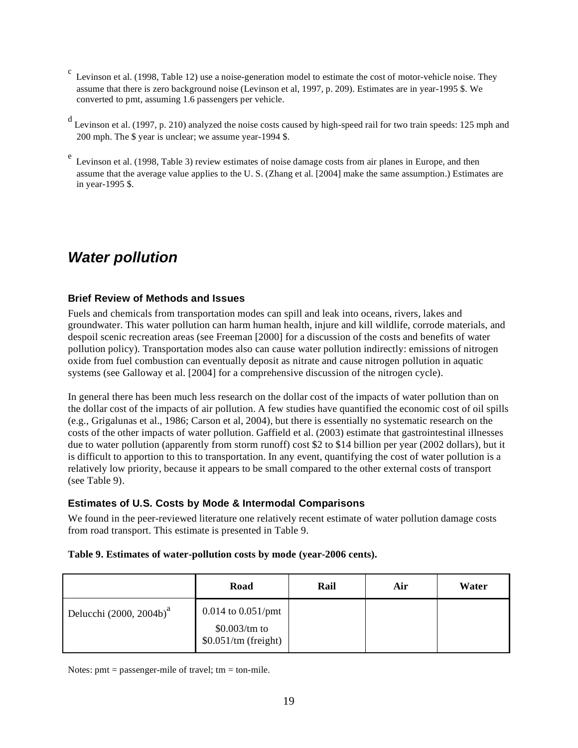[c] Levinson et al. (1998, Table 12) use a noise-generation model to estimate the cost of motor-vehicle noise. They assume that there is zero background noise (Levinson et al, 1997, p. 209). Estimates are in year-1995 $. We converted to pmt, assuming 1.6 passengers per vehicle.

[d] Levinson et al. (1997, p. 210) analyzed the noise costs caused by high-speed rail for two train speeds: 125 mph and 200 mph. The $ year is unclear; we assume year-1994 $.

[e] Levinson et al. (1998, Table 3) review estimates of noise damage costs from air planes in Europe, and then assume that the average value applies to the U. S. (Zhang et al. [2004] make the same assumption.) Estimates are in year-1995 $.

## *Water pollution*

### Brief Review of Methods and Issues

Fuels and chemicals from transportation modes can spill and leak into oceans, rivers, lakes and groundwater. This water pollution can harm human health, injure and kill wildlife, corrode materials, and despoil scenic recreation areas (see Freeman [2000] for a discussion of the costs and benefits of water pollution policy). Transportation modes also can cause water pollution indirectly: emissions of nitrogen oxide from fuel combustion can eventually deposit as nitrate and cause nitrogen pollution in aquatic systems (see Galloway et al. [2004] for a comprehensive discussion of the nitrogen cycle).

In general there has been much less research on the dollar cost of the impacts of water pollution than on the dollar cost of the impacts of air pollution. A few studies have quantified the economic cost of oil spills (e.g., Grigalunas et al., 1986; Carson et al, 2004), but there is essentially no systematic research on the costs of the other impacts of water pollution. Gaffield et al. (2003) estimate that gastrointestinal illnesses due to water pollution (apparently from storm runoff) cost $2 to $14 billion per year (2002 dollars), but it is difficult to apportion to this to transportation. In any event, quantifying the cost of water pollution is a relatively low priority, because it appears to be small compared to the other external costs of transport (see Table 9).

### Estimates of U.S. Costs by Mode & Intermodal Comparisons

We found in the peer-reviewed literature one relatively recent estimate of water pollution damage costs from road transport. This estimate is presented in Table 9.

**Table 9. Estimates of water-pollution costs by mode (year-2006 cents).**

| | Road | Rail | Air | Water |
|---|---|---|---|---|
| Delucchi (2000, 2004b)[a] | 0.014 to 0.051/pmt<br>$0.003/tm to $0.051/tm (freight) | | | |

Notes: pmt = passenger-mile of travel; tm = ton-mile.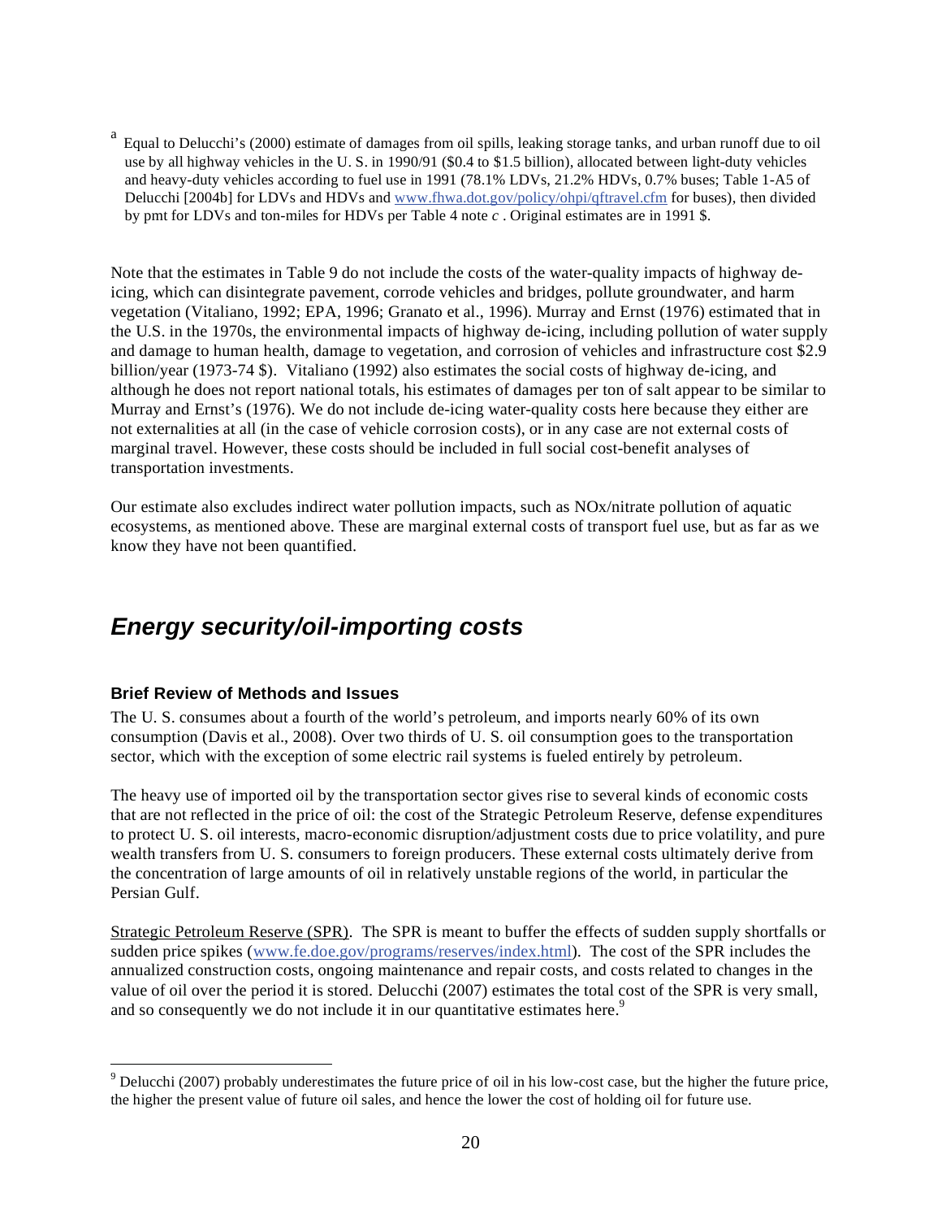[a] Equal to Delucchi's (2000) estimate of damages from oil spills, leaking storage tanks, and urban runoff due to oil use by all highway vehicles in the U. S. in 1990/91 ($0.4 to $1.5 billion), allocated between light-duty vehicles and heavy-duty vehicles according to fuel use in 1991 (78.1% LDVs, 21.2% HDVs, 0.7% buses; Table 1-A5 of Delucchi [2004b] for LDVs and HDVs and www.fhwa.dot.gov/policy/ohpi/qftravel.cfm for buses), then divided by pmt for LDVs and ton-miles for HDVs per Table 4 note *c* . Original estimates are in 1991 $.

Note that the estimates in Table 9 do not include the costs of the water-quality impacts of highway de-icing, which can disintegrate pavement, corrode vehicles and bridges, pollute groundwater, and harm vegetation (Vitaliano, 1992; EPA, 1996; Granato et al., 1996). Murray and Ernst (1976) estimated that in the U.S. in the 1970s, the environmental impacts of highway de-icing, including pollution of water supply and damage to human health, damage to vegetation, and corrosion of vehicles and infrastructure cost $2.9 billion/year (1973-74 $). Vitaliano (1992) also estimates the social costs of highway de-icing, and although he does not report national totals, his estimates of damages per ton of salt appear to be similar to Murray and Ernst's (1976). We do not include de-icing water-quality costs here because they either are not externalities at all (in the case of vehicle corrosion costs), or in any case are not external costs of marginal travel. However, these costs should be included in full social cost-benefit analyses of transportation investments.

Our estimate also excludes indirect water pollution impacts, such as NOx/nitrate pollution of aquatic ecosystems, as mentioned above. These are marginal external costs of transport fuel use, but as far as we know they have not been quantified.

## *Energy security/oil-importing costs*

### Brief Review of Methods and Issues

The U. S. consumes about a fourth of the world's petroleum, and imports nearly 60% of its own consumption (Davis et al., 2008). Over two thirds of U. S. oil consumption goes to the transportation sector, which with the exception of some electric rail systems is fueled entirely by petroleum.

The heavy use of imported oil by the transportation sector gives rise to several kinds of economic costs that are not reflected in the price of oil: the cost of the Strategic Petroleum Reserve, defense expenditures to protect U. S. oil interests, macro-economic disruption/adjustment costs due to price volatility, and pure wealth transfers from U. S. consumers to foreign producers. These external costs ultimately derive from the concentration of large amounts of oil in relatively unstable regions of the world, in particular the Persian Gulf.

Strategic Petroleum Reserve (SPR). The SPR is meant to buffer the effects of sudden supply shortfalls or sudden price spikes (www.fe.doe.gov/programs/reserves/index.html). The cost of the SPR includes the annualized construction costs, ongoing maintenance and repair costs, and costs related to changes in the value of oil over the period it is stored. Delucchi (2007) estimates the total cost of the SPR is very small, and so consequently we do not include it in our quantitative estimates here.[9]

[9] Delucchi (2007) probably underestimates the future price of oil in his low-cost case, but the higher the future price, the higher the present value of future oil sales, and hence the lower the cost of holding oil for future use.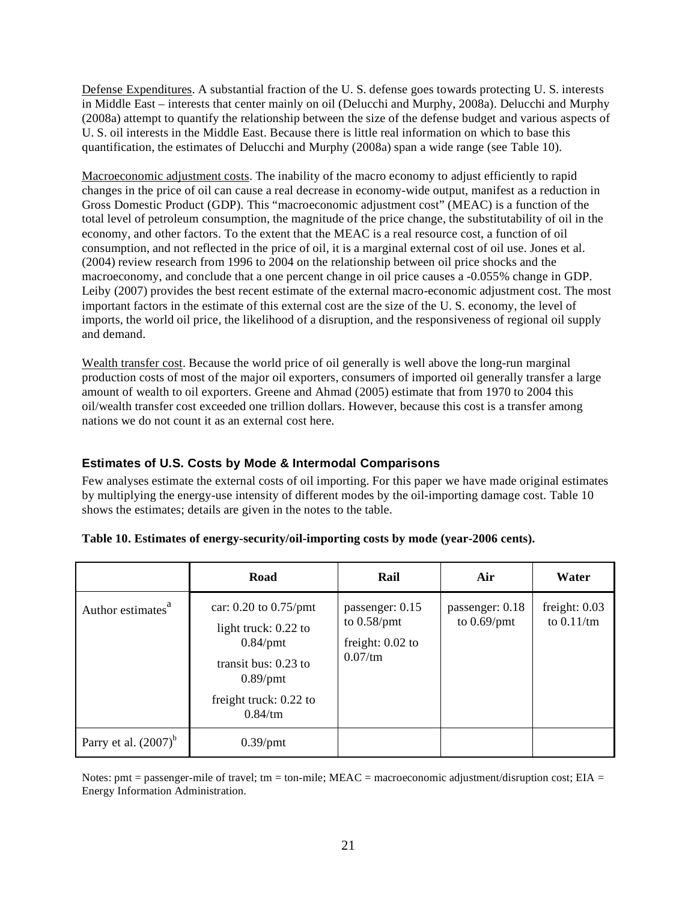Defense Expenditures. A substantial fraction of the U. S. defense goes towards protecting U. S. interests in Middle East – interests that center mainly on oil (Delucchi and Murphy, 2008a). Delucchi and Murphy (2008a) attempt to quantify the relationship between the size of the defense budget and various aspects of U. S. oil interests in the Middle East. Because there is little real information on which to base this quantification, the estimates of Delucchi and Murphy (2008a) span a wide range (see Table 10).

Macroeconomic adjustment costs. The inability of the macro economy to adjust efficiently to rapid changes in the price of oil can cause a real decrease in economy-wide output, manifest as a reduction in Gross Domestic Product (GDP). This "macroeconomic adjustment cost" (MEAC) is a function of the total level of petroleum consumption, the magnitude of the price change, the substitutability of oil in the economy, and other factors. To the extent that the MEAC is a real resource cost, a function of oil consumption, and not reflected in the price of oil, it is a marginal external cost of oil use. Jones et al. (2004) review research from 1996 to 2004 on the relationship between oil price shocks and the macroeconomy, and conclude that a one percent change in oil price causes a -0.055% change in GDP. Leiby (2007) provides the best recent estimate of the external macro-economic adjustment cost. The most important factors in the estimate of this external cost are the size of the U. S. economy, the level of imports, the world oil price, the likelihood of a disruption, and the responsiveness of regional oil supply and demand.

Wealth transfer cost. Because the world price of oil generally is well above the long-run marginal production costs of most of the major oil exporters, consumers of imported oil generally transfer a large amount of wealth to oil exporters. Greene and Ahmad (2005) estimate that from 1970 to 2004 this oil/wealth transfer cost exceeded one trillion dollars. However, because this cost is a transfer among nations we do not count it as an external cost here.

### Estimates of U.S. Costs by Mode & Intermodal Comparisons

Few analyses estimate the external costs of oil importing. For this paper we have made original estimates by multiplying the energy-use intensity of different modes by the oil-importing damage cost. Table 10 shows the estimates; details are given in the notes to the table.

**Table 10. Estimates of energy-security/oil-importing costs by mode (year-2006 cents).**

| | Road | Rail | Air | Water |
|---|---|---|---|---|
| Author estimates[a] | car: 0.20 to 0.75/pmt<br>light truck: 0.22 to 0.84/pmt<br>transit bus: 0.23 to 0.89/pmt<br>freight truck: 0.22 to 0.84/tm | passenger: 0.15 to 0.58/pmt<br>freight: 0.02 to 0.07/tm | passenger: 0.18 to 0.69/pmt | freight: 0.03 to 0.11/tm |
| Parry et al. (2007)[b] | 0.39/pmt | | | |

Notes: pmt = passenger-mile of travel; tm = ton-mile; MEAC = macroeconomic adjustment/disruption cost; EIA = Energy Information Administration.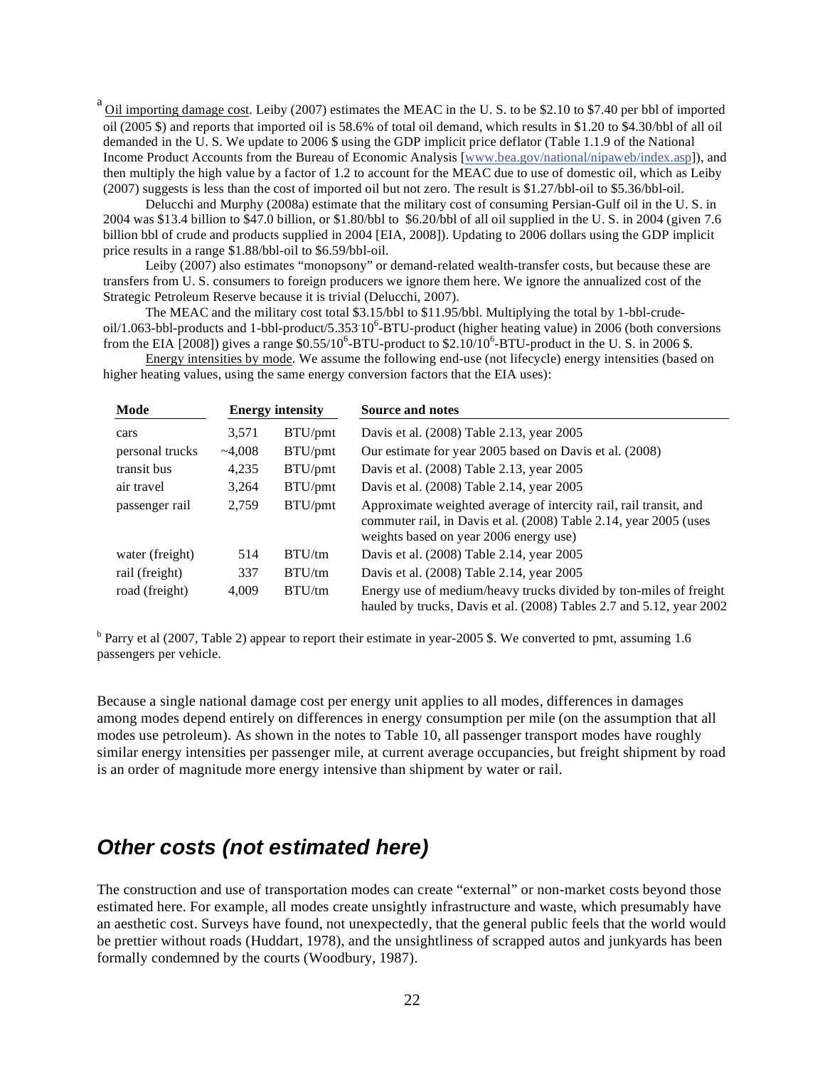[a] Oil importing damage cost. Leiby (2007) estimates the MEAC in the U. S. to be \$2.10 to \$7.40 per bbl of imported oil (2005 \$) and reports that imported oil is 58.6% of total oil demand, which results in \$1.20 to \$4.30/bbl of all oil demanded in the U. S. We update to 2006 \$ using the GDP implicit price deflator (Table 1.1.9 of the National Income Product Accounts from the Bureau of Economic Analysis [www.bea.gov/national/nipaweb/index.asp]), and then multiply the high value by a factor of 1.2 to account for the MEAC due to use of domestic oil, which as Leiby (2007) suggests is less than the cost of imported oil but not zero. The result is \$1.27/bbl-oil to \$5.36/bbl-oil.

Delucchi and Murphy (2008a) estimate that the military cost of consuming Persian-Gulf oil in the U. S. in 2004 was \$13.4 billion to \$47.0 billion, or \$1.80/bbl to \$6.20/bbl of all oil supplied in the U. S. in 2004 (given 7.6 billion bbl of crude and products supplied in 2004 [EIA, 2008]). Updating to 2006 dollars using the GDP implicit price results in a range \$1.88/bbl-oil to \$6.59/bbl-oil.

Leiby (2007) also estimates "monopsony" or demand-related wealth-transfer costs, but because these are transfers from U. S. consumers to foreign producers we ignore them here. We ignore the annualized cost of the Strategic Petroleum Reserve because it is trivial (Delucchi, 2007).

The MEAC and the military cost total \$3.15/bbl to \$11.95/bbl. Multiplying the total by 1-bbl-crude-oil/1.063-bbl-products and 1-bbl-product/$5.353 \cdot 10^6$-BTU-product (higher heating value) in 2006 (both conversions from the EIA [2008]) gives a range \$0.55/$10^6$-BTU-product to \$2.10/$10^6$-BTU-product in the U. S. in 2006 \$.

Energy intensities by mode. We assume the following end-use (not lifecycle) energy intensities (based on higher heating values, using the same energy conversion factors that the EIA uses):

| Mode | Energy intensity | | Source and notes |
|---|---|---|---|
| cars | 3,571 | BTU/pmt | Davis et al. (2008) Table 2.13, year 2005 |
| personal trucks | ~4,008 | BTU/pmt | Our estimate for year 2005 based on Davis et al. (2008) |
| transit bus | 4,235 | BTU/pmt | Davis et al. (2008) Table 2.13, year 2005 |
| air travel | 3,264 | BTU/pmt | Davis et al. (2008) Table 2.14, year 2005 |
| passenger rail | 2,759 | BTU/pmt | Approximate weighted average of intercity rail, rail transit, and commuter rail, in Davis et al. (2008) Table 2.14, year 2005 (uses weights based on year 2006 energy use) |
| water (freight) | 514 | BTU/tm | Davis et al. (2008) Table 2.14, year 2005 |
| rail (freight) | 337 | BTU/tm | Davis et al. (2008) Table 2.14, year 2005 |
| road (freight) | 4,009 | BTU/tm | Energy use of medium/heavy trucks divided by ton-miles of freight hauled by trucks, Davis et al. (2008) Tables 2.7 and 5.12, year 2002 |

[b] Parry et al (2007, Table 2) appear to report their estimate in year-2005 \$. We converted to pmt, assuming 1.6 passengers per vehicle.

Because a single national damage cost per energy unit applies to all modes, differences in damages among modes depend entirely on differences in energy consumption per mile (on the assumption that all modes use petroleum). As shown in the notes to Table 10, all passenger transport modes have roughly similar energy intensities per passenger mile, at current average occupancies, but freight shipment by road is an order of magnitude more energy intensive than shipment by water or rail.

## *Other costs (not estimated here)*

The construction and use of transportation modes can create "external" or non-market costs beyond those estimated here. For example, all modes create unsightly infrastructure and waste, which presumably have an aesthetic cost. Surveys have found, not unexpectedly, that the general public feels that the world would be prettier without roads (Huddart, 1978), and the unsightliness of scrapped autos and junkyards has been formally condemned by the courts (Woodbury, 1987).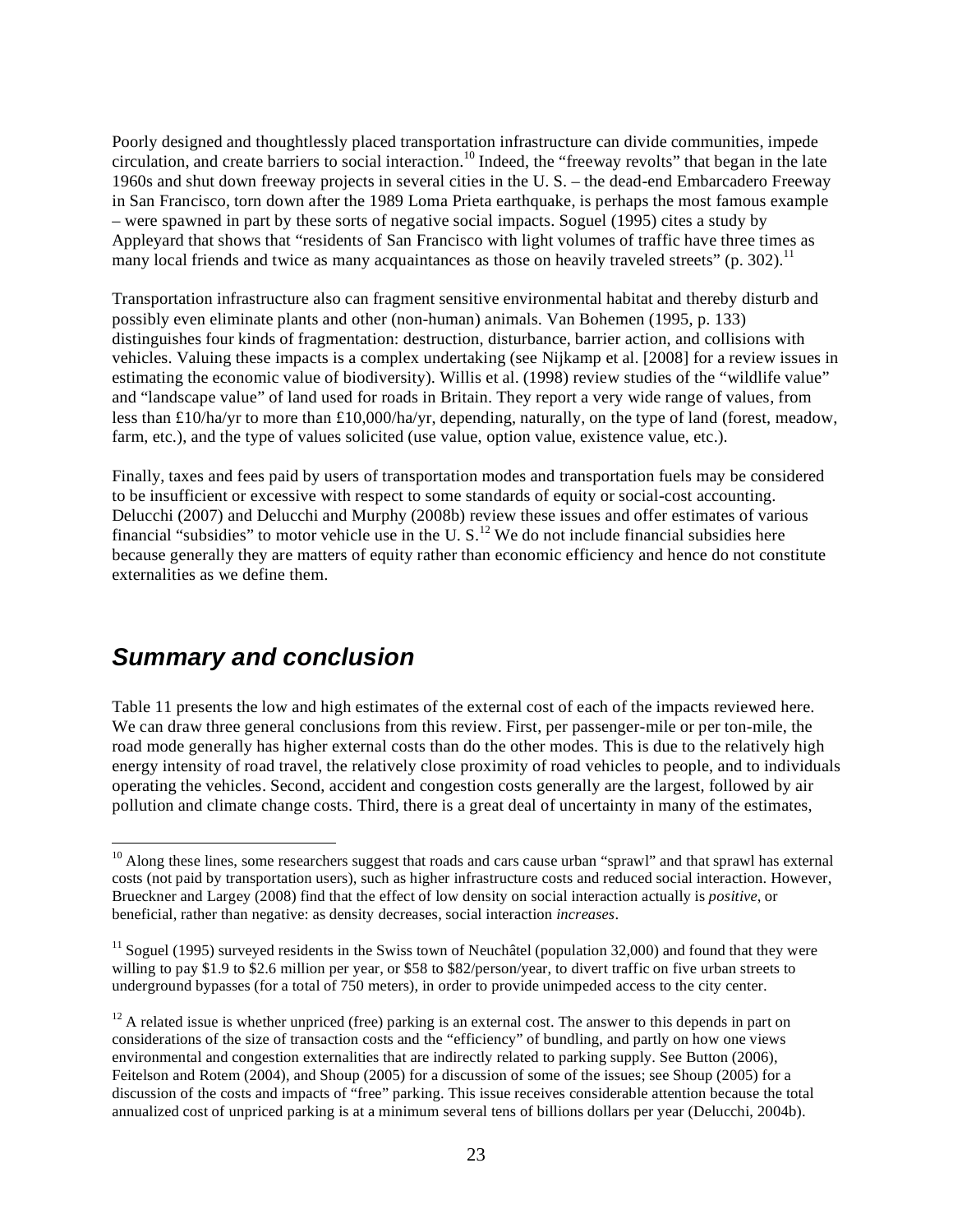Poorly designed and thoughtlessly placed transportation infrastructure can divide communities, impede circulation, and create barriers to social interaction.[10] Indeed, the "freeway revolts" that began in the late 1960s and shut down freeway projects in several cities in the U. S. – the dead-end Embarcadero Freeway in San Francisco, torn down after the 1989 Loma Prieta earthquake, is perhaps the most famous example – were spawned in part by these sorts of negative social impacts. Soguel (1995) cites a study by Appleyard that shows that "residents of San Francisco with light volumes of traffic have three times as many local friends and twice as many acquaintances as those on heavily traveled streets" (p. 302).[11]

Transportation infrastructure also can fragment sensitive environmental habitat and thereby disturb and possibly even eliminate plants and other (non-human) animals. Van Bohemen (1995, p. 133) distinguishes four kinds of fragmentation: destruction, disturbance, barrier action, and collisions with vehicles. Valuing these impacts is a complex undertaking (see Nijkamp et al. [2008] for a review issues in estimating the economic value of biodiversity). Willis et al. (1998) review studies of the "wildlife value" and "landscape value" of land used for roads in Britain. They report a very wide range of values, from less than £10/ha/yr to more than £10,000/ha/yr, depending, naturally, on the type of land (forest, meadow, farm, etc.), and the type of values solicited (use value, option value, existence value, etc.).

Finally, taxes and fees paid by users of transportation modes and transportation fuels may be considered to be insufficient or excessive with respect to some standards of equity or social-cost accounting. Delucchi (2007) and Delucchi and Murphy (2008b) review these issues and offer estimates of various financial "subsidies" to motor vehicle use in the U. S.[12] We do not include financial subsidies here because generally they are matters of equity rather than economic efficiency and hence do not constitute externalities as we define them.

## *Summary and conclusion*

Table 11 presents the low and high estimates of the external cost of each of the impacts reviewed here. We can draw three general conclusions from this review. First, per passenger-mile or per ton-mile, the road mode generally has higher external costs than do the other modes. This is due to the relatively high energy intensity of road travel, the relatively close proximity of road vehicles to people, and to individuals operating the vehicles. Second, accident and congestion costs generally are the largest, followed by air pollution and climate change costs. Third, there is a great deal of uncertainty in many of the estimates,

---

[10] Along these lines, some researchers suggest that roads and cars cause urban "sprawl" and that sprawl has external costs (not paid by transportation users), such as higher infrastructure costs and reduced social interaction. However, Brueckner and Largey (2008) find that the effect of low density on social interaction actually is *positive*, or beneficial, rather than negative: as density decreases, social interaction *increases*.

[11] Soguel (1995) surveyed residents in the Swiss town of Neuchâtel (population 32,000) and found that they were willing to pay \$1.9 to \$2.6 million per year, or \$58 to \$82/person/year, to divert traffic on five urban streets to underground bypasses (for a total of 750 meters), in order to provide unimpeded access to the city center.

[12] A related issue is whether unpriced (free) parking is an external cost. The answer to this depends in part on considerations of the size of transaction costs and the "efficiency" of bundling, and partly on how one views environmental and congestion externalities that are indirectly related to parking supply. See Button (2006), Feitelson and Rotem (2004), and Shoup (2005) for a discussion of some of the issues; see Shoup (2005) for a discussion of the costs and impacts of "free" parking. This issue receives considerable attention because the total annualized cost of unpriced parking is at a minimum several tens of billions dollars per year (Delucchi, 2004b).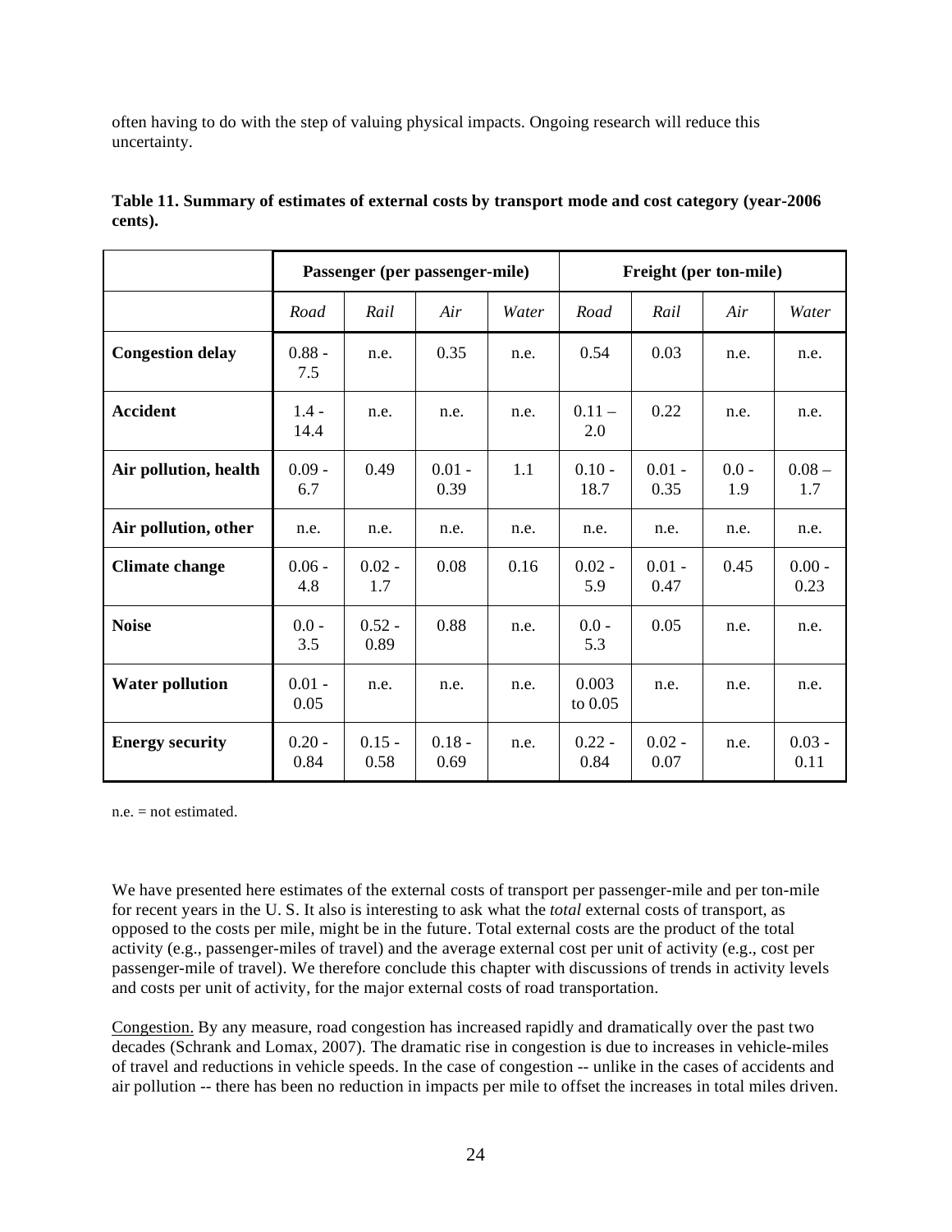often having to do with the step of valuing physical impacts. Ongoing research will reduce this uncertainty.

**Table 11. Summary of estimates of external costs by transport mode and cost category (year-2006 cents).**

| | Passenger (per passenger-mile) | | | | Freight (per ton-mile) | | | |
|---|---|---|---|---|---|---|---|---|
| | *Road* | *Rail* | *Air* | *Water* | *Road* | *Rail* | *Air* | *Water* |
| **Congestion delay** | 0.88 - 7.5 | n.e. | 0.35 | n.e. | 0.54 | 0.03 | n.e. | n.e. |
| **Accident** | 1.4 - 14.4 | n.e. | n.e. | n.e. | 0.11 – 2.0 | 0.22 | n.e. | n.e. |
| **Air pollution, health** | 0.09 - 6.7 | 0.49 | 0.01 - 0.39 | 1.1 | 0.10 - 18.7 | 0.01 - 0.35 | 0.0 - 1.9 | 0.08 – 1.7 |
| **Air pollution, other** | n.e. | n.e. | n.e. | n.e. | n.e. | n.e. | n.e. | n.e. |
| **Climate change** | 0.06 - 4.8 | 0.02 - 1.7 | 0.08 | 0.16 | 0.02 - 5.9 | 0.01 - 0.47 | 0.45 | 0.00 - 0.23 |
| **Noise** | 0.0 - 3.5 | 0.52 - 0.89 | 0.88 | n.e. | 0.0 - 5.3 | 0.05 | n.e. | n.e. |
| **Water pollution** | 0.01 - 0.05 | n.e. | n.e. | n.e. | 0.003 to 0.05 | n.e. | n.e. | n.e. |
| **Energy security** | 0.20 - 0.84 | 0.15 - 0.58 | 0.18 - 0.69 | n.e. | 0.22 - 0.84 | 0.02 - 0.07 | n.e. | 0.03 - 0.11 |

n.e. = not estimated.

We have presented here estimates of the external costs of transport per passenger-mile and per ton-mile for recent years in the U. S. It also is interesting to ask what the *total* external costs of transport, as opposed to the costs per mile, might be in the future. Total external costs are the product of the total activity (e.g., passenger-miles of travel) and the average external cost per unit of activity (e.g., cost per passenger-mile of travel). We therefore conclude this chapter with discussions of trends in activity levels and costs per unit of activity, for the major external costs of road transportation.

Congestion. By any measure, road congestion has increased rapidly and dramatically over the past two decades (Schrank and Lomax, 2007). The dramatic rise in congestion is due to increases in vehicle-miles of travel and reductions in vehicle speeds. In the case of congestion -- unlike in the cases of accidents and air pollution -- there has been no reduction in impacts per mile to offset the increases in total miles driven.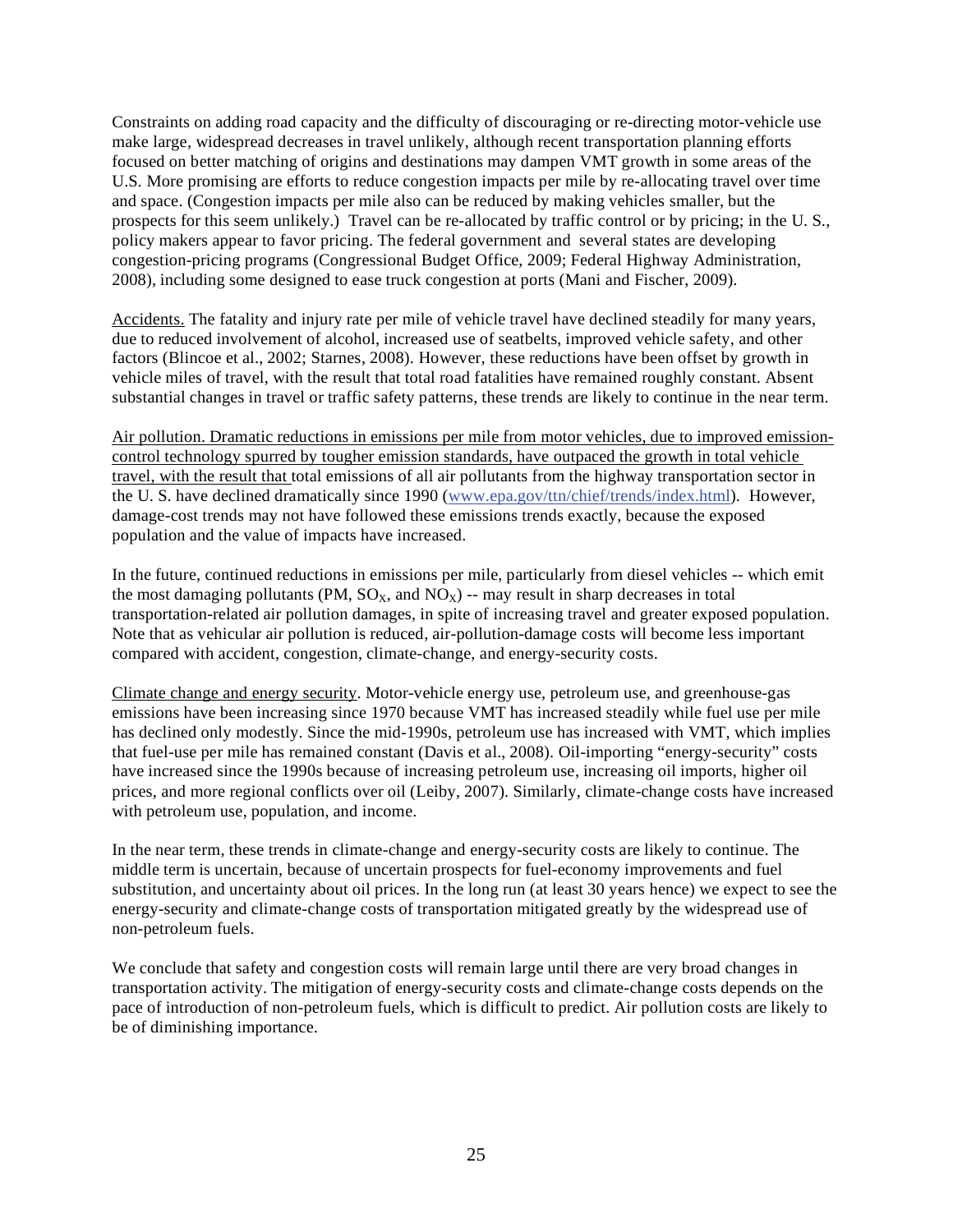Constraints on adding road capacity and the difficulty of discouraging or re-directing motor-vehicle use make large, widespread decreases in travel unlikely, although recent transportation planning efforts focused on better matching of origins and destinations may dampen VMT growth in some areas of the U.S. More promising are efforts to reduce congestion impacts per mile by re-allocating travel over time and space. (Congestion impacts per mile also can be reduced by making vehicles smaller, but the prospects for this seem unlikely.) Travel can be re-allocated by traffic control or by pricing; in the U. S., policy makers appear to favor pricing. The federal government and several states are developing congestion-pricing programs (Congressional Budget Office, 2009; Federal Highway Administration, 2008), including some designed to ease truck congestion at ports (Mani and Fischer, 2009).

Accidents. The fatality and injury rate per mile of vehicle travel have declined steadily for many years, due to reduced involvement of alcohol, increased use of seatbelts, improved vehicle safety, and other factors (Blincoe et al., 2002; Starnes, 2008). However, these reductions have been offset by growth in vehicle miles of travel, with the result that total road fatalities have remained roughly constant. Absent substantial changes in travel or traffic safety patterns, these trends are likely to continue in the near term.

Air pollution. Dramatic reductions in emissions per mile from motor vehicles, due to improved emission-control technology spurred by tougher emission standards, have outpaced the growth in total vehicle travel, with the result that total emissions of all air pollutants from the highway transportation sector in the U. S. have declined dramatically since 1990 (www.epa.gov/ttn/chief/trends/index.html). However, damage-cost trends may not have followed these emissions trends exactly, because the exposed population and the value of impacts have increased.

In the future, continued reductions in emissions per mile, particularly from diesel vehicles -- which emit the most damaging pollutants (PM, $SO_X$, and $NO_X$) -- may result in sharp decreases in total transportation-related air pollution damages, in spite of increasing travel and greater exposed population. Note that as vehicular air pollution is reduced, air-pollution-damage costs will become less important compared with accident, congestion, climate-change, and energy-security costs.

Climate change and energy security. Motor-vehicle energy use, petroleum use, and greenhouse-gas emissions have been increasing since 1970 because VMT has increased steadily while fuel use per mile has declined only modestly. Since the mid-1990s, petroleum use has increased with VMT, which implies that fuel-use per mile has remained constant (Davis et al., 2008). Oil-importing "energy-security" costs have increased since the 1990s because of increasing petroleum use, increasing oil imports, higher oil prices, and more regional conflicts over oil (Leiby, 2007). Similarly, climate-change costs have increased with petroleum use, population, and income.

In the near term, these trends in climate-change and energy-security costs are likely to continue. The middle term is uncertain, because of uncertain prospects for fuel-economy improvements and fuel substitution, and uncertainty about oil prices. In the long run (at least 30 years hence) we expect to see the energy-security and climate-change costs of transportation mitigated greatly by the widespread use of non-petroleum fuels.

We conclude that safety and congestion costs will remain large until there are very broad changes in transportation activity. The mitigation of energy-security costs and climate-change costs depends on the pace of introduction of non-petroleum fuels, which is difficult to predict. Air pollution costs are likely to be of diminishing importance.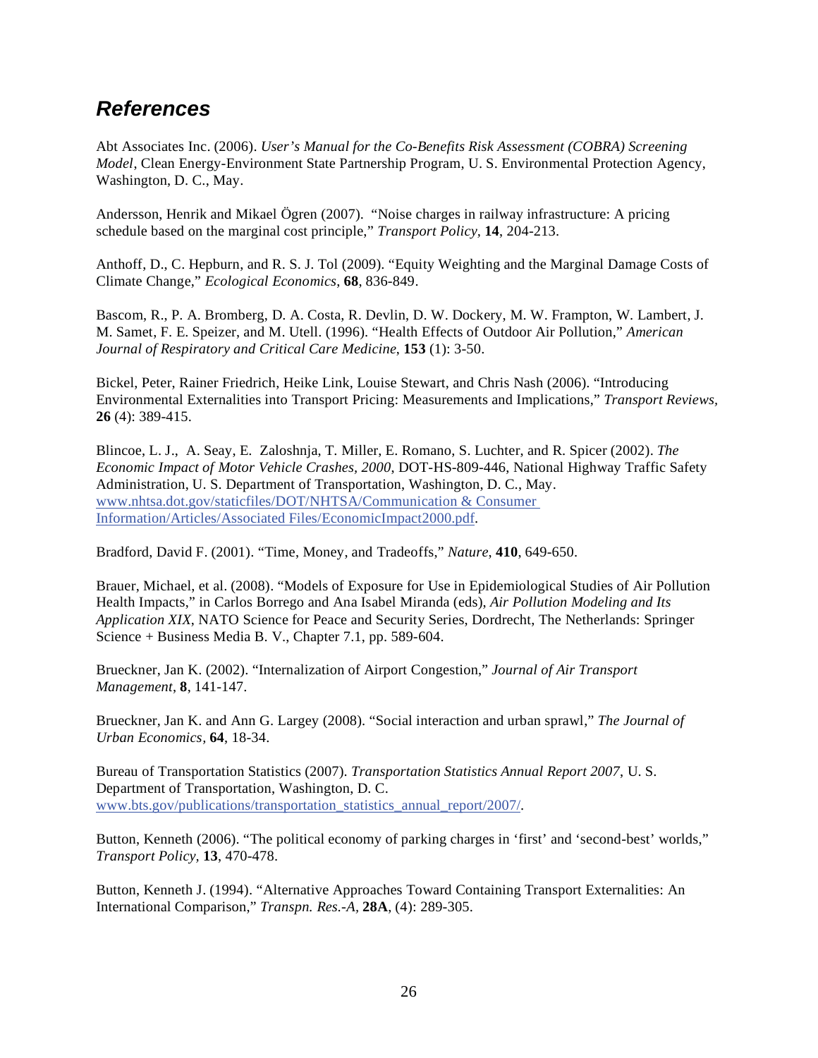## *References*

Abt Associates Inc. (2006). *User's Manual for the Co-Benefits Risk Assessment (COBRA) Screening Model*, Clean Energy-Environment State Partnership Program, U. S. Environmental Protection Agency, Washington, D. C., May.

Andersson, Henrik and Mikael Ögren (2007). "Noise charges in railway infrastructure: A pricing schedule based on the marginal cost principle," *Transport Policy*, **14**, 204-213.

Anthoff, D., C. Hepburn, and R. S. J. Tol (2009). "Equity Weighting and the Marginal Damage Costs of Climate Change," *Ecological Economics*, **68**, 836-849.

Bascom, R., P. A. Bromberg, D. A. Costa, R. Devlin, D. W. Dockery, M. W. Frampton, W. Lambert, J. M. Samet, F. E. Speizer, and M. Utell. (1996). "Health Effects of Outdoor Air Pollution," *American Journal of Respiratory and Critical Care Medicine*, **153** (1): 3-50.

Bickel, Peter, Rainer Friedrich, Heike Link, Louise Stewart, and Chris Nash (2006). "Introducing Environmental Externalities into Transport Pricing: Measurements and Implications," *Transport Reviews*, **26** (4): 389-415.

Blincoe, L. J., A. Seay, E. Zaloshnja, T. Miller, E. Romano, S. Luchter, and R. Spicer (2002). *The Economic Impact of Motor Vehicle Crashes, 2000*, DOT-HS-809-446, National Highway Traffic Safety Administration, U. S. Department of Transportation, Washington, D. C., May. www.nhtsa.dot.gov/staticfiles/DOT/NHTSA/Communication & Consumer Information/Articles/Associated Files/EconomicImpact2000.pdf.

Bradford, David F. (2001). "Time, Money, and Tradeoffs," *Nature*, **410**, 649-650.

Brauer, Michael, et al. (2008). "Models of Exposure for Use in Epidemiological Studies of Air Pollution Health Impacts," in Carlos Borrego and Ana Isabel Miranda (eds), *Air Pollution Modeling and Its Application XIX*, NATO Science for Peace and Security Series, Dordrecht, The Netherlands: Springer Science + Business Media B. V., Chapter 7.1, pp. 589-604.

Brueckner, Jan K. (2002). "Internalization of Airport Congestion," *Journal of Air Transport Management*, **8**, 141-147.

Brueckner, Jan K. and Ann G. Largey (2008). "Social interaction and urban sprawl," *The Journal of Urban Economics*, **64**, 18-34.

Bureau of Transportation Statistics (2007). *Transportation Statistics Annual Report 2007*, U. S. Department of Transportation, Washington, D. C. www.bts.gov/publications/transportation_statistics_annual_report/2007/.

Button, Kenneth (2006). "The political economy of parking charges in 'first' and 'second-best' worlds," *Transport Policy*, **13**, 470-478.

Button, Kenneth J. (1994). "Alternative Approaches Toward Containing Transport Externalities: An International Comparison," *Transpn. Res.-A*, **28A**, (4): 289-305.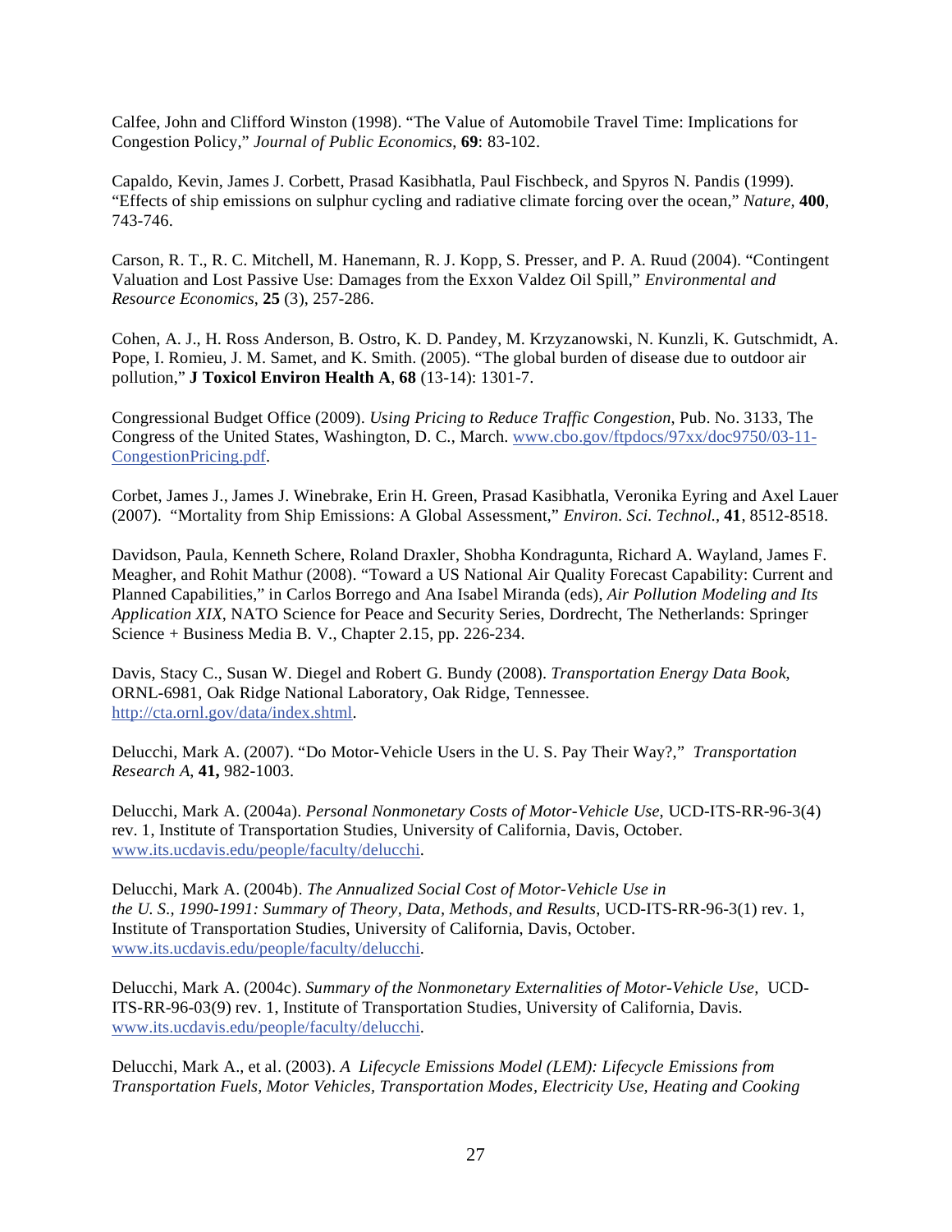Calfee, John and Clifford Winston (1998). "The Value of Automobile Travel Time: Implications for Congestion Policy," *Journal of Public Economics*, **69**: 83-102.

Capaldo, Kevin, James J. Corbett, Prasad Kasibhatla, Paul Fischbeck, and Spyros N. Pandis (1999). "Effects of ship emissions on sulphur cycling and radiative climate forcing over the ocean," *Nature*, **400**, 743-746.

Carson, R. T., R. C. Mitchell, M. Hanemann, R. J. Kopp, S. Presser, and P. A. Ruud (2004). "Contingent Valuation and Lost Passive Use: Damages from the Exxon Valdez Oil Spill," *Environmental and Resource Economics*, **25** (3), 257-286.

Cohen, A. J., H. Ross Anderson, B. Ostro, K. D. Pandey, M. Krzyzanowski, N. Kunzli, K. Gutschmidt, A. Pope, I. Romieu, J. M. Samet, and K. Smith. (2005). "The global burden of disease due to outdoor air pollution," **J Toxicol Environ Health A**, **68** (13-14): 1301-7.

Congressional Budget Office (2009). *Using Pricing to Reduce Traffic Congestion*, Pub. No. 3133, The Congress of the United States, Washington, D. C., March. www.cbo.gov/ftpdocs/97xx/doc9750/03-11-CongestionPricing.pdf.

Corbet, James J., James J. Winebrake, Erin H. Green, Prasad Kasibhatla, Veronika Eyring and Axel Lauer (2007). "Mortality from Ship Emissions: A Global Assessment," *Environ. Sci. Technol.*, **41**, 8512-8518.

Davidson, Paula, Kenneth Schere, Roland Draxler, Shobha Kondragunta, Richard A. Wayland, James F. Meagher, and Rohit Mathur (2008). "Toward a US National Air Quality Forecast Capability: Current and Planned Capabilities," in Carlos Borrego and Ana Isabel Miranda (eds), *Air Pollution Modeling and Its Application XIX*, NATO Science for Peace and Security Series, Dordrecht, The Netherlands: Springer Science + Business Media B. V., Chapter 2.15, pp. 226-234.

Davis, Stacy C., Susan W. Diegel and Robert G. Bundy (2008). *Transportation Energy Data Book*, ORNL-6981, Oak Ridge National Laboratory, Oak Ridge, Tennessee. http://cta.ornl.gov/data/index.shtml.

Delucchi, Mark A. (2007). "Do Motor-Vehicle Users in the U. S. Pay Their Way?," *Transportation Research A*, **41,** 982-1003.

Delucchi, Mark A. (2004a). *Personal Nonmonetary Costs of Motor-Vehicle Use*, UCD-ITS-RR-96-3(4) rev. 1, Institute of Transportation Studies, University of California, Davis, October. www.its.ucdavis.edu/people/faculty/delucchi.

Delucchi, Mark A. (2004b). *The Annualized Social Cost of Motor-Vehicle Use in the U. S., 1990-1991: Summary of Theory, Data, Methods, and Results*, UCD-ITS-RR-96-3(1) rev. 1, Institute of Transportation Studies, University of California, Davis, October. www.its.ucdavis.edu/people/faculty/delucchi.

Delucchi, Mark A. (2004c). *Summary of the Nonmonetary Externalities of Motor-Vehicle Use*, UCD-ITS-RR-96-03(9) rev. 1, Institute of Transportation Studies, University of California, Davis. www.its.ucdavis.edu/people/faculty/delucchi.

Delucchi, Mark A., et al. (2003). *A Lifecycle Emissions Model (LEM): Lifecycle Emissions from Transportation Fuels, Motor Vehicles, Transportation Modes, Electricity Use, Heating and Cooking*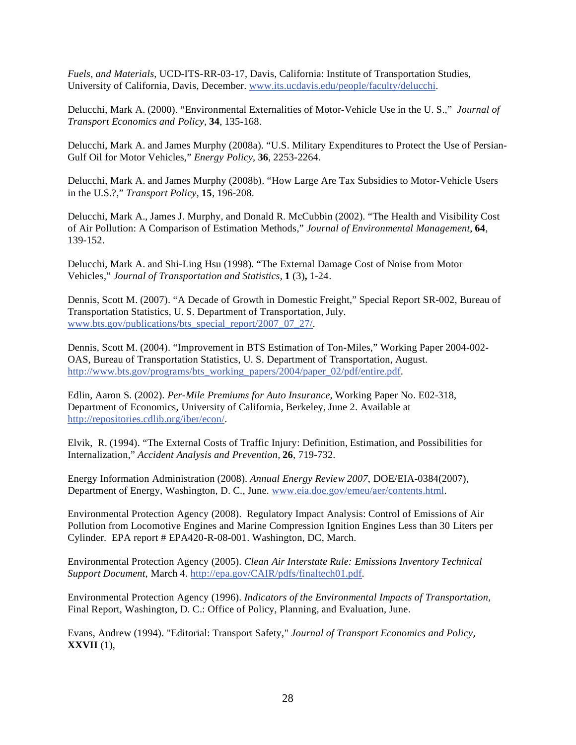*Fuels, and Materials*, UCD-ITS-RR-03-17, Davis, California: Institute of Transportation Studies, University of California, Davis, December. www.its.ucdavis.edu/people/faculty/delucchi.

Delucchi, Mark A. (2000). "Environmental Externalities of Motor-Vehicle Use in the U. S.," *Journal of Transport Economics and Policy*, **34**, 135-168.

Delucchi, Mark A. and James Murphy (2008a). "U.S. Military Expenditures to Protect the Use of Persian-Gulf Oil for Motor Vehicles," *Energy Policy,* **36**, 2253-2264.

Delucchi, Mark A. and James Murphy (2008b). "How Large Are Tax Subsidies to Motor-Vehicle Users in the U.S.?," *Transport Policy,* **15**, 196-208.

Delucchi, Mark A., James J. Murphy, and Donald R. McCubbin (2002). "The Health and Visibility Cost of Air Pollution: A Comparison of Estimation Methods," *Journal of Environmental Management*, **64**, 139-152.

Delucchi, Mark A. and Shi-Ling Hsu (1998). "The External Damage Cost of Noise from Motor Vehicles," *Journal of Transportation and Statistics*, **1** (3)**,** 1-24.

Dennis, Scott M. (2007). "A Decade of Growth in Domestic Freight," Special Report SR-002, Bureau of Transportation Statistics, U. S. Department of Transportation, July. www.bts.gov/publications/bts_special_report/2007_07_27/.

Dennis, Scott M. (2004). "Improvement in BTS Estimation of Ton-Miles," Working Paper 2004-002-OAS, Bureau of Transportation Statistics, U. S. Department of Transportation, August. http://www.bts.gov/programs/bts_working_papers/2004/paper_02/pdf/entire.pdf.

Edlin, Aaron S. (2002). *Per-Mile Premiums for Auto Insurance*, Working Paper No. E02-318, Department of Economics, University of California, Berkeley, June 2. Available at http://repositories.cdlib.org/iber/econ/.

Elvik, R. (1994). "The External Costs of Traffic Injury: Definition, Estimation, and Possibilities for Internalization," *Accident Analysis and Prevention*, **26**, 719-732.

Energy Information Administration (2008). *Annual Energy Review 2007*, DOE/EIA-0384(2007), Department of Energy, Washington, D. C., June. www.eia.doe.gov/emeu/aer/contents.html.

Environmental Protection Agency (2008). Regulatory Impact Analysis: Control of Emissions of Air Pollution from Locomotive Engines and Marine Compression Ignition Engines Less than 30 Liters per Cylinder. EPA report # EPA420-R-08-001. Washington, DC, March.

Environmental Protection Agency (2005). *Clean Air Interstate Rule: Emissions Inventory Technical Support Document*, March 4. http://epa.gov/CAIR/pdfs/finaltech01.pdf.

Environmental Protection Agency (1996). *Indicators of the Environmental Impacts of Transportation,* Final Report, Washington, D. C.: Office of Policy, Planning, and Evaluation, June.

Evans, Andrew (1994). "Editorial: Transport Safety," *Journal of Transport Economics and Policy,* **XXVII** (1),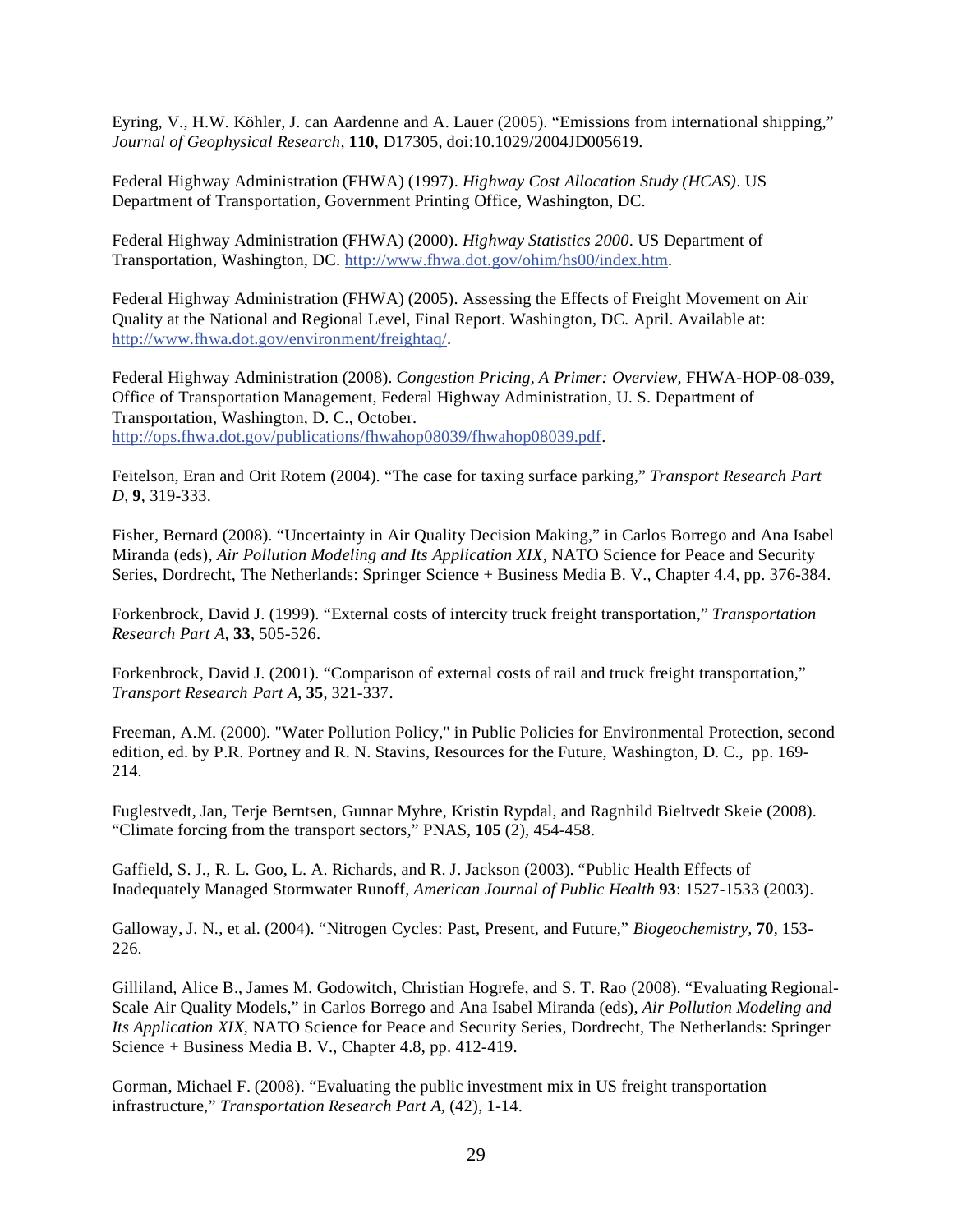Eyring, V., H.W. Köhler, J. can Aardenne and A. Lauer (2005). "Emissions from international shipping," *Journal of Geophysical Research*, **110**, D17305, doi:10.1029/2004JD005619.

Federal Highway Administration (FHWA) (1997). *Highway Cost Allocation Study (HCAS)*. US Department of Transportation, Government Printing Office, Washington, DC.

Federal Highway Administration (FHWA) (2000). *Highway Statistics 2000*. US Department of Transportation, Washington, DC. http://www.fhwa.dot.gov/ohim/hs00/index.htm.

Federal Highway Administration (FHWA) (2005). Assessing the Effects of Freight Movement on Air Quality at the National and Regional Level, Final Report. Washington, DC. April. Available at: http://www.fhwa.dot.gov/environment/freightaq/.

Federal Highway Administration (2008). *Congestion Pricing, A Primer: Overview*, FHWA-HOP-08-039, Office of Transportation Management, Federal Highway Administration, U. S. Department of Transportation, Washington, D. C., October. http://ops.fhwa.dot.gov/publications/fhwahop08039/fhwahop08039.pdf.

Feitelson, Eran and Orit Rotem (2004). "The case for taxing surface parking," *Transport Research Part D*, **9**, 319-333.

Fisher, Bernard (2008). "Uncertainty in Air Quality Decision Making," in Carlos Borrego and Ana Isabel Miranda (eds), *Air Pollution Modeling and Its Application XIX*, NATO Science for Peace and Security Series, Dordrecht, The Netherlands: Springer Science + Business Media B. V., Chapter 4.4, pp. 376-384.

Forkenbrock, David J. (1999). "External costs of intercity truck freight transportation," *Transportation Research Part A*, **33**, 505-526.

Forkenbrock, David J. (2001). "Comparison of external costs of rail and truck freight transportation," *Transport Research Part A*, **35**, 321-337.

Freeman, A.M. (2000). "Water Pollution Policy," in Public Policies for Environmental Protection, second edition, ed. by P.R. Portney and R. N. Stavins, Resources for the Future, Washington, D. C., pp. 169-214.

Fuglestvedt, Jan, Terje Berntsen, Gunnar Myhre, Kristin Rypdal, and Ragnhild Bieltvedt Skeie (2008). "Climate forcing from the transport sectors," PNAS, **105** (2), 454-458.

Gaffield, S. J., R. L. Goo, L. A. Richards, and R. J. Jackson (2003). "Public Health Effects of Inadequately Managed Stormwater Runoff, *American Journal of Public Health* **93**: 1527-1533 (2003).

Galloway, J. N., et al. (2004). "Nitrogen Cycles: Past, Present, and Future," *Biogeochemistry*, **70**, 153-226.

Gilliland, Alice B., James M. Godowitch, Christian Hogrefe, and S. T. Rao (2008). "Evaluating Regional-Scale Air Quality Models," in Carlos Borrego and Ana Isabel Miranda (eds), *Air Pollution Modeling and Its Application XIX*, NATO Science for Peace and Security Series, Dordrecht, The Netherlands: Springer Science + Business Media B. V., Chapter 4.8, pp. 412-419.

Gorman, Michael F. (2008). "Evaluating the public investment mix in US freight transportation infrastructure," *Transportation Research Part A*, (42), 1-14.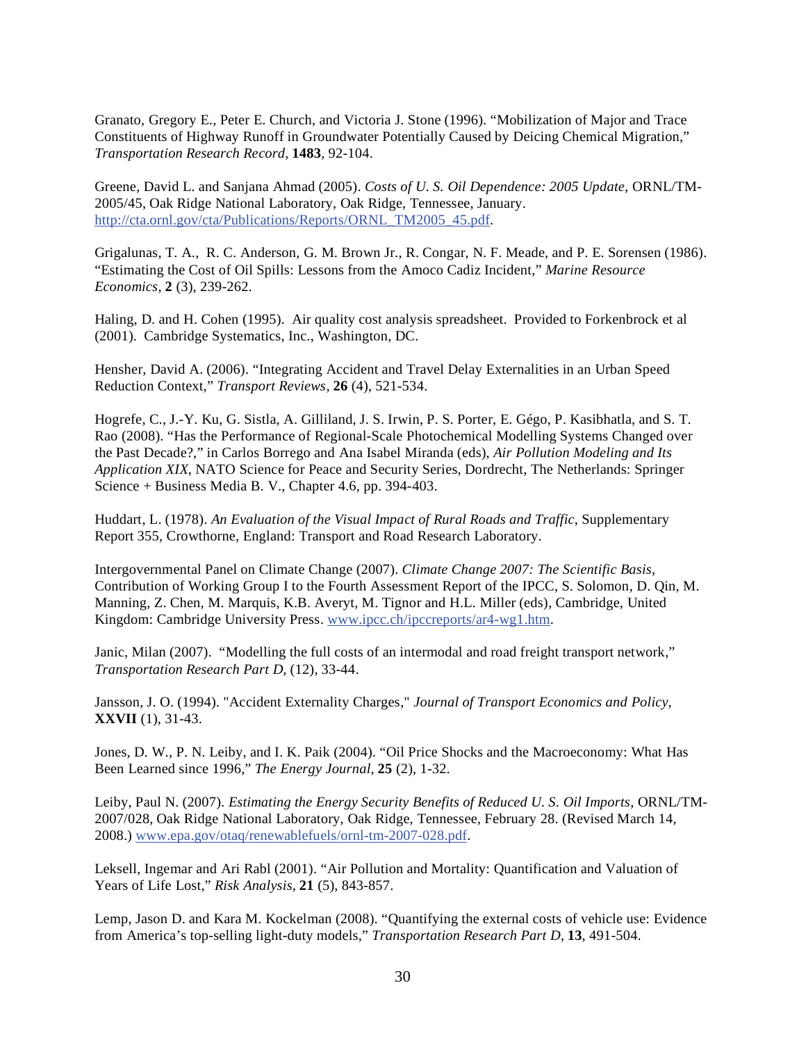Granato, Gregory E., Peter E. Church, and Victoria J. Stone (1996). "Mobilization of Major and Trace Constituents of Highway Runoff in Groundwater Potentially Caused by Deicing Chemical Migration," *Transportation Research Record*, **1483**, 92-104.

Greene, David L. and Sanjana Ahmad (2005). *Costs of U. S. Oil Dependence: 2005 Update*, ORNL/TM-2005/45, Oak Ridge National Laboratory, Oak Ridge, Tennessee, January. http://cta.ornl.gov/cta/Publications/Reports/ORNL_TM2005_45.pdf.

Grigalunas, T. A., R. C. Anderson, G. M. Brown Jr., R. Congar, N. F. Meade, and P. E. Sorensen (1986). "Estimating the Cost of Oil Spills: Lessons from the Amoco Cadiz Incident," *Marine Resource Economics*, **2** (3), 239-262.

Haling, D. and H. Cohen (1995). Air quality cost analysis spreadsheet. Provided to Forkenbrock et al (2001). Cambridge Systematics, Inc., Washington, DC.

Hensher, David A. (2006). "Integrating Accident and Travel Delay Externalities in an Urban Speed Reduction Context," *Transport Reviews*, **26** (4), 521-534.

Hogrefe, C., J.-Y. Ku, G. Sistla, A. Gilliland, J. S. Irwin, P. S. Porter, E. Gégo, P. Kasibhatla, and S. T. Rao (2008). "Has the Performance of Regional-Scale Photochemical Modelling Systems Changed over the Past Decade?," in Carlos Borrego and Ana Isabel Miranda (eds), *Air Pollution Modeling and Its Application XIX*, NATO Science for Peace and Security Series, Dordrecht, The Netherlands: Springer Science + Business Media B. V., Chapter 4.6, pp. 394-403.

Huddart, L. (1978). *An Evaluation of the Visual Impact of Rural Roads and Traffic*, Supplementary Report 355, Crowthorne, England: Transport and Road Research Laboratory.

Intergovernmental Panel on Climate Change (2007). *Climate Change 2007: The Scientific Basis*, Contribution of Working Group I to the Fourth Assessment Report of the IPCC, S. Solomon, D. Qin, M. Manning, Z. Chen, M. Marquis, K.B. Averyt, M. Tignor and H.L. Miller (eds), Cambridge, United Kingdom: Cambridge University Press. www.ipcc.ch/ipccreports/ar4-wg1.htm.

Janic, Milan (2007). "Modelling the full costs of an intermodal and road freight transport network," *Transportation Research Part D*, (12), 33-44.

Jansson, J. O. (1994). "Accident Externality Charges," *Journal of Transport Economics and Policy*, **XXVII** (1), 31-43.

Jones, D. W., P. N. Leiby, and I. K. Paik (2004). "Oil Price Shocks and the Macroeconomy: What Has Been Learned since 1996," *The Energy Journal*, **25** (2), 1-32.

Leiby, Paul N. (2007). *Estimating the Energy Security Benefits of Reduced U. S. Oil Imports*, ORNL/TM-2007/028, Oak Ridge National Laboratory, Oak Ridge, Tennessee, February 28. (Revised March 14, 2008.) www.epa.gov/otaq/renewablefuels/ornl-tm-2007-028.pdf.

Leksell, Ingemar and Ari Rabl (2001). "Air Pollution and Mortality: Quantification and Valuation of Years of Life Lost," *Risk Analysis*, **21** (5), 843-857.

Lemp, Jason D. and Kara M. Kockelman (2008). "Quantifying the external costs of vehicle use: Evidence from America's top-selling light-duty models," *Transportation Research Part D*, **13**, 491-504.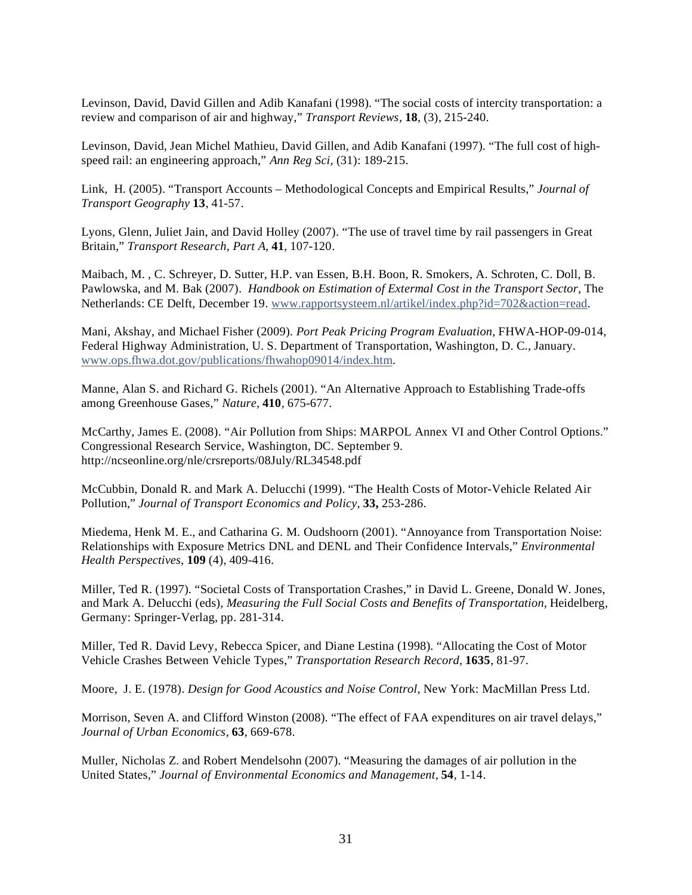Levinson, David, David Gillen and Adib Kanafani (1998). "The social costs of intercity transportation: a review and comparison of air and highway," *Transport Reviews*, **18**, (3), 215-240.

Levinson, David, Jean Michel Mathieu, David Gillen, and Adib Kanafani (1997). "The full cost of high-speed rail: an engineering approach," *Ann Reg Sci*, (31): 189-215.

Link, H. (2005). "Transport Accounts – Methodological Concepts and Empirical Results," *Journal of Transport Geography* **13**, 41-57.

Lyons, Glenn, Juliet Jain, and David Holley (2007). "The use of travel time by rail passengers in Great Britain," *Transport Research, Part A*, **41**, 107-120.

Maibach, M. , C. Schreyer, D. Sutter, H.P. van Essen, B.H. Boon, R. Smokers, A. Schroten, C. Doll, B. Pawlowska, and M. Bak (2007). *Handbook on Estimation of External Cost in the Transport Sector*, The Netherlands: CE Delft, December 19. www.rapportsysteem.nl/artikel/index.php?id=702&action=read.

Mani, Akshay, and Michael Fisher (2009). *Port Peak Pricing Program Evaluation*, FHWA-HOP-09-014, Federal Highway Administration, U. S. Department of Transportation, Washington, D. C., January. www.ops.fhwa.dot.gov/publications/fhwahop09014/index.htm.

Manne, Alan S. and Richard G. Richels (2001). "An Alternative Approach to Establishing Trade-offs among Greenhouse Gases," *Nature*, **410**, 675-677.

McCarthy, James E. (2008). "Air Pollution from Ships: MARPOL Annex VI and Other Control Options." Congressional Research Service, Washington, DC. September 9. http://ncseonline.org/nle/crsreports/08July/RL34548.pdf

McCubbin, Donald R. and Mark A. Delucchi (1999). "The Health Costs of Motor-Vehicle Related Air Pollution," *Journal of Transport Economics and Policy*, **33,** 253-286.

Miedema, Henk M. E., and Catharina G. M. Oudshoorn (2001). "Annoyance from Transportation Noise: Relationships with Exposure Metrics DNL and DENL and Their Confidence Intervals," *Environmental Health Perspectives*, **109** (4), 409-416.

Miller, Ted R. (1997). "Societal Costs of Transportation Crashes," in David L. Greene, Donald W. Jones, and Mark A. Delucchi (eds), *Measuring the Full Social Costs and Benefits of Transportation*, Heidelberg, Germany: Springer-Verlag, pp. 281-314.

Miller, Ted R. David Levy, Rebecca Spicer, and Diane Lestina (1998). "Allocating the Cost of Motor Vehicle Crashes Between Vehicle Types," *Transportation Research Record*, **1635**, 81-97.

Moore, J. E. (1978). *Design for Good Acoustics and Noise Control*, New York: MacMillan Press Ltd.

Morrison, Seven A. and Clifford Winston (2008). "The effect of FAA expenditures on air travel delays," *Journal of Urban Economics*, **63**, 669-678.

Muller, Nicholas Z. and Robert Mendelsohn (2007). "Measuring the damages of air pollution in the United States," *Journal of Environmental Economics and Management*, **54**, 1-14.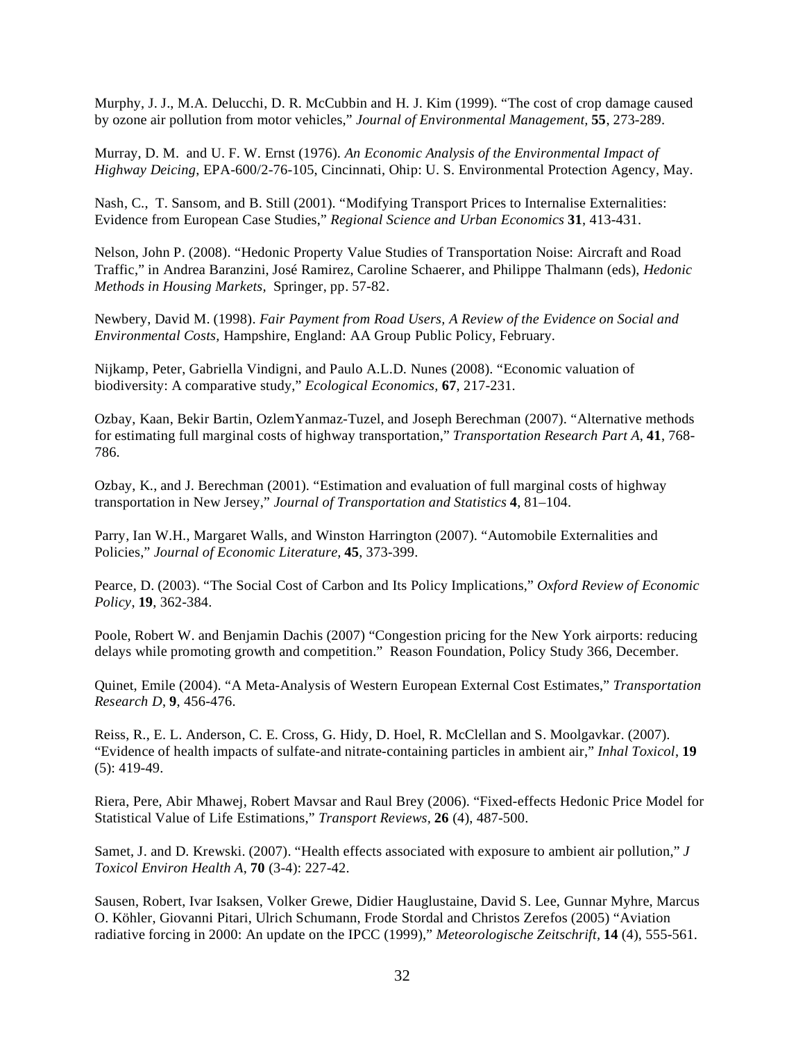Murphy, J. J., M.A. Delucchi, D. R. McCubbin and H. J. Kim (1999). “The cost of crop damage caused by ozone air pollution from motor vehicles,” *Journal of Environmental Management*, **55**, 273-289.

Murray, D. M. and U. F. W. Ernst (1976). *An Economic Analysis of the Environmental Impact of Highway Deicing*, EPA-600/2-76-105, Cincinnati, Ohip: U. S. Environmental Protection Agency, May.

Nash, C., T. Sansom, and B. Still (2001). “Modifying Transport Prices to Internalise Externalities: Evidence from European Case Studies,” *Regional Science and Urban Economics* **31**, 413-431.

Nelson, John P. (2008). “Hedonic Property Value Studies of Transportation Noise: Aircraft and Road Traffic,” in Andrea Baranzini, José Ramirez, Caroline Schaerer, and Philippe Thalmann (eds), *Hedonic Methods in Housing Markets*, Springer, pp. 57-82.

Newbery, David M. (1998). *Fair Payment from Road Users, A Review of the Evidence on Social and Environmental Costs,* Hampshire, England: AA Group Public Policy, February.

Nijkamp, Peter, Gabriella Vindigni, and Paulo A.L.D. Nunes (2008). “Economic valuation of biodiversity: A comparative study,” *Ecological Economics*, **67**, 217-231.

Ozbay, Kaan, Bekir Bartin, OzlemYanmaz-Tuzel, and Joseph Berechman (2007). “Alternative methods for estimating full marginal costs of highway transportation,” *Transportation Research Part A*, **41**, 768-786.

Ozbay, K., and J. Berechman (2001). “Estimation and evaluation of full marginal costs of highway transportation in New Jersey,” *Journal of Transportation and Statistics* **4**, 81–104.

Parry, Ian W.H., Margaret Walls, and Winston Harrington (2007). “Automobile Externalities and Policies,” *Journal of Economic Literature,* **45**, 373-399.

Pearce, D. (2003). “The Social Cost of Carbon and Its Policy Implications,” *Oxford Review of Economic Policy*, **19**, 362-384.

Poole, Robert W. and Benjamin Dachis (2007) “Congestion pricing for the New York airports: reducing delays while promoting growth and competition.” Reason Foundation, Policy Study 366, December.

Quinet, Emile (2004). “A Meta-Analysis of Western European External Cost Estimates,” *Transportation Research D*, **9**, 456-476.

Reiss, R., E. L. Anderson, C. E. Cross, G. Hidy, D. Hoel, R. McClellan and S. Moolgavkar. (2007). “Evidence of health impacts of sulfate-and nitrate-containing particles in ambient air,” *Inhal Toxicol*, **19** (5): 419-49.

Riera, Pere, Abir Mhawej, Robert Mavsar and Raul Brey (2006). “Fixed-effects Hedonic Price Model for Statistical Value of Life Estimations,” *Transport Reviews,* **26** (4), 487-500.

Samet, J. and D. Krewski. (2007). “Health effects associated with exposure to ambient air pollution,” *J Toxicol Environ Health A*, **70** (3-4): 227-42.

Sausen, Robert, Ivar Isaksen, Volker Grewe, Didier Hauglustaine, David S. Lee, Gunnar Myhre, Marcus O. Köhler, Giovanni Pitari, Ulrich Schumann, Frode Stordal and Christos Zerefos (2005) “Aviation radiative forcing in 2000: An update on the IPCC (1999),” *Meteorologische Zeitschrift,* **14** (4), 555-561.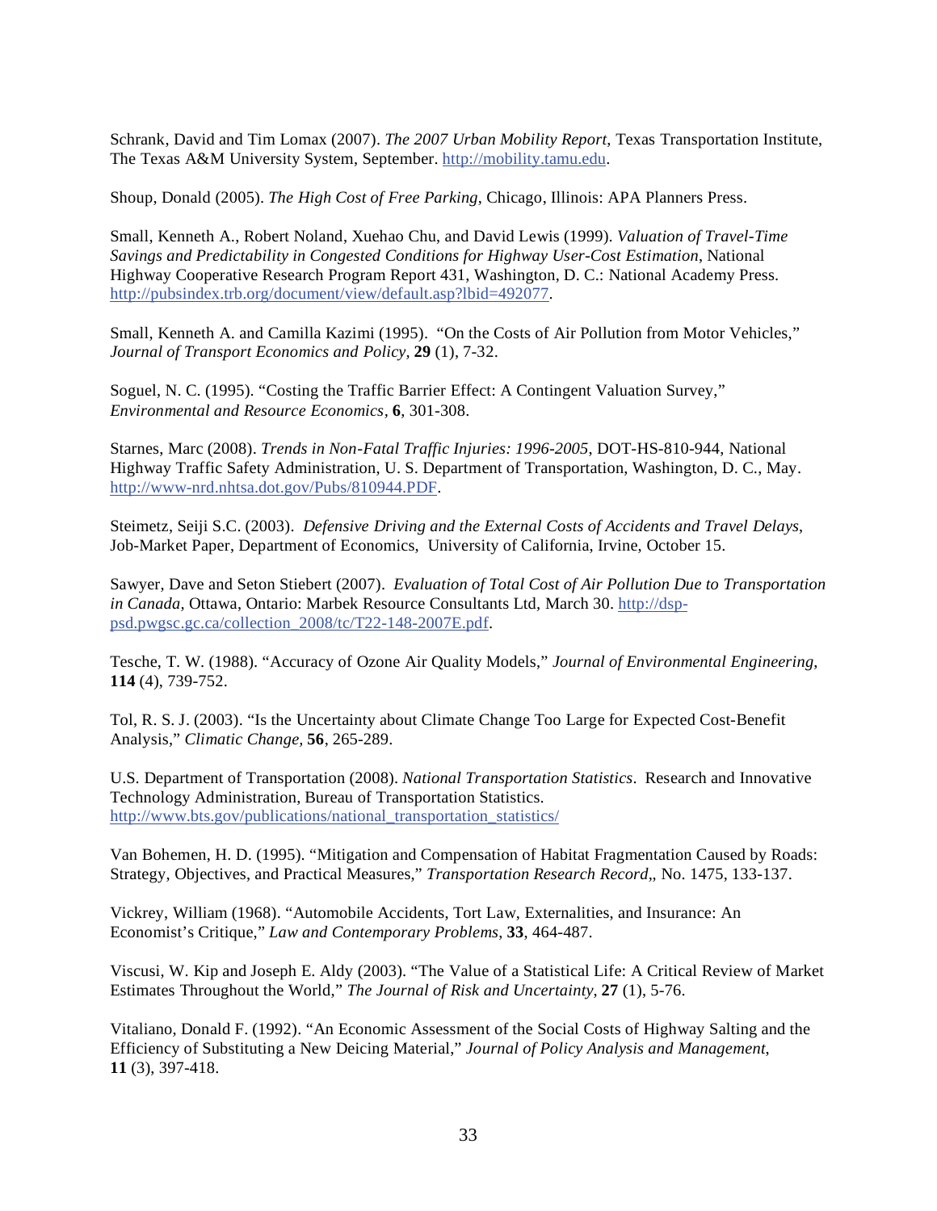Schrank, David and Tim Lomax (2007). *The 2007 Urban Mobility Report*, Texas Transportation Institute, The Texas A&M University System, September. http://mobility.tamu.edu.

Shoup, Donald (2005). *The High Cost of Free Parking*, Chicago, Illinois: APA Planners Press.

Small, Kenneth A., Robert Noland, Xuehao Chu, and David Lewis (1999). *Valuation of Travel-Time Savings and Predictability in Congested Conditions for Highway User-Cost Estimation*, National Highway Cooperative Research Program Report 431, Washington, D. C.: National Academy Press. http://pubsindex.trb.org/document/view/default.asp?lbid=492077.

Small, Kenneth A. and Camilla Kazimi (1995). "On the Costs of Air Pollution from Motor Vehicles," *Journal of Transport Economics and Policy*, **29** (1), 7-32.

Soguel, N. C. (1995). "Costing the Traffic Barrier Effect: A Contingent Valuation Survey," *Environmental and Resource Economics*, **6**, 301-308.

Starnes, Marc (2008). *Trends in Non-Fatal Traffic Injuries: 1996-2005*, DOT-HS-810-944, National Highway Traffic Safety Administration, U. S. Department of Transportation, Washington, D. C., May. http://www-nrd.nhtsa.dot.gov/Pubs/810944.PDF.

Steimetz, Seiji S.C. (2003). *Defensive Driving and the External Costs of Accidents and Travel Delays*, Job-Market Paper, Department of Economics, University of California, Irvine, October 15.

Sawyer, Dave and Seton Stiebert (2007). *Evaluation of Total Cost of Air Pollution Due to Transportation in Canada*, Ottawa, Ontario: Marbek Resource Consultants Ltd, March 30. http://dsp-psd.pwgsc.gc.ca/collection_2008/tc/T22-148-2007E.pdf.

Tesche, T. W. (1988). "Accuracy of Ozone Air Quality Models," *Journal of Environmental Engineering*, **114** (4), 739-752.

Tol, R. S. J. (2003). "Is the Uncertainty about Climate Change Too Large for Expected Cost-Benefit Analysis," *Climatic Change*, **56**, 265-289.

U.S. Department of Transportation (2008). *National Transportation Statistics*. Research and Innovative Technology Administration, Bureau of Transportation Statistics. http://www.bts.gov/publications/national_transportation_statistics/

Van Bohemen, H. D. (1995). "Mitigation and Compensation of Habitat Fragmentation Caused by Roads: Strategy, Objectives, and Practical Measures," *Transportation Research Record*,, No. 1475, 133-137.

Vickrey, William (1968). "Automobile Accidents, Tort Law, Externalities, and Insurance: An Economist's Critique," *Law and Contemporary Problems*, **33**, 464-487.

Viscusi, W. Kip and Joseph E. Aldy (2003). "The Value of a Statistical Life: A Critical Review of Market Estimates Throughout the World," *The Journal of Risk and Uncertainty*, **27** (1), 5-76.

Vitaliano, Donald F. (1992). "An Economic Assessment of the Social Costs of Highway Salting and the Efficiency of Substituting a New Deicing Material," *Journal of Policy Analysis and Management*, **11** (3), 397-418.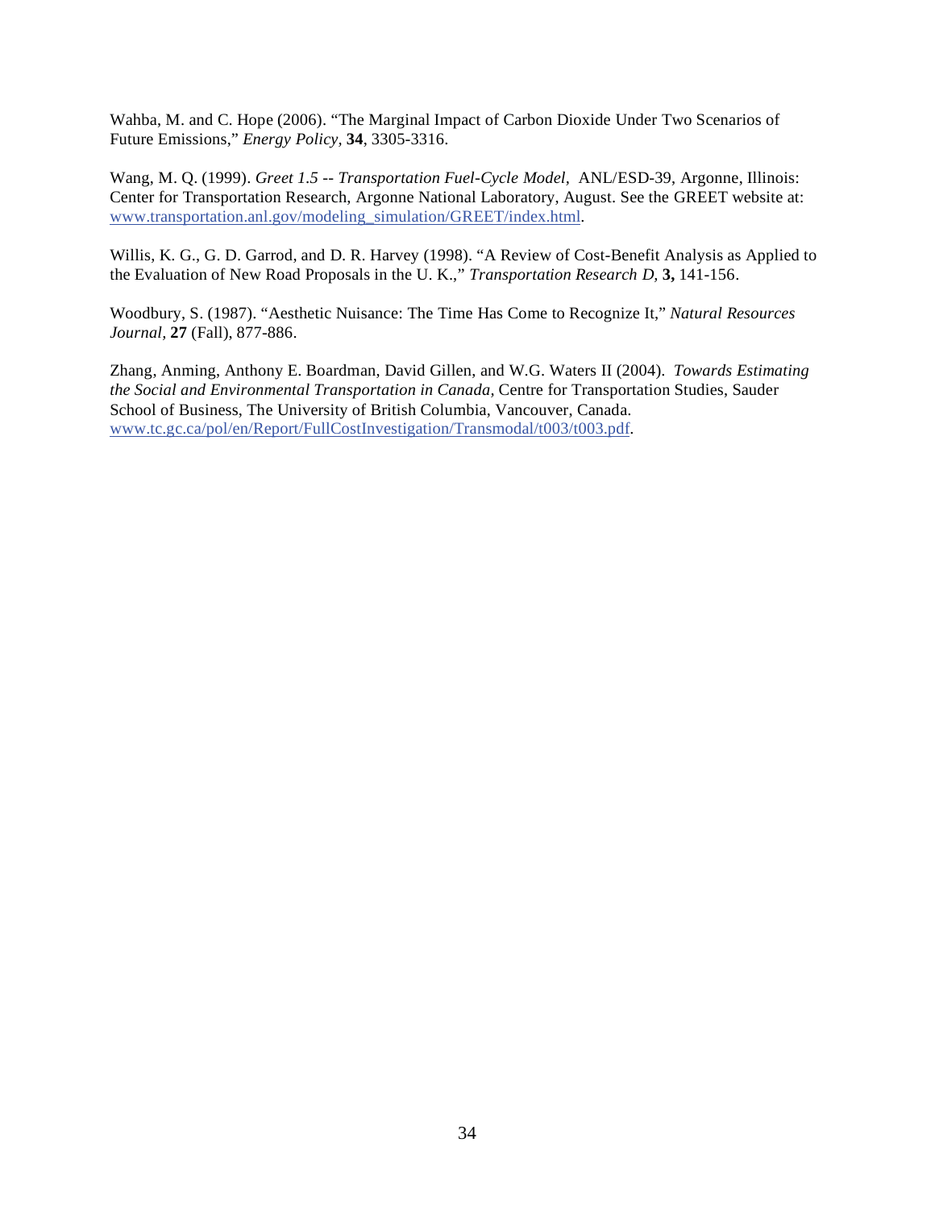Wahba, M. and C. Hope (2006). “The Marginal Impact of Carbon Dioxide Under Two Scenarios of Future Emissions,” *Energy Policy*, **34**, 3305-3316.

Wang, M. Q. (1999). *Greet 1.5 -- Transportation Fuel-Cycle Model,* ANL/ESD-39, Argonne, Illinois: Center for Transportation Research, Argonne National Laboratory, August. See the GREET website at: www.transportation.anl.gov/modeling_simulation/GREET/index.html.

Willis, K. G., G. D. Garrod, and D. R. Harvey (1998). “A Review of Cost-Benefit Analysis as Applied to the Evaluation of New Road Proposals in the U. K.,” *Transportation Research D,* **3,** 141-156.

Woodbury, S. (1987). “Aesthetic Nuisance: The Time Has Come to Recognize It,” *Natural Resources Journal*, **27** (Fall), 877-886.

Zhang, Anming, Anthony E. Boardman, David Gillen, and W.G. Waters II (2004). *Towards Estimating the Social and Environmental Transportation in Canada,* Centre for Transportation Studies, Sauder School of Business, The University of British Columbia, Vancouver, Canada. www.tc.gc.ca/pol/en/Report/FullCostInvestigation/Transmodal/t003/t003.pdf.